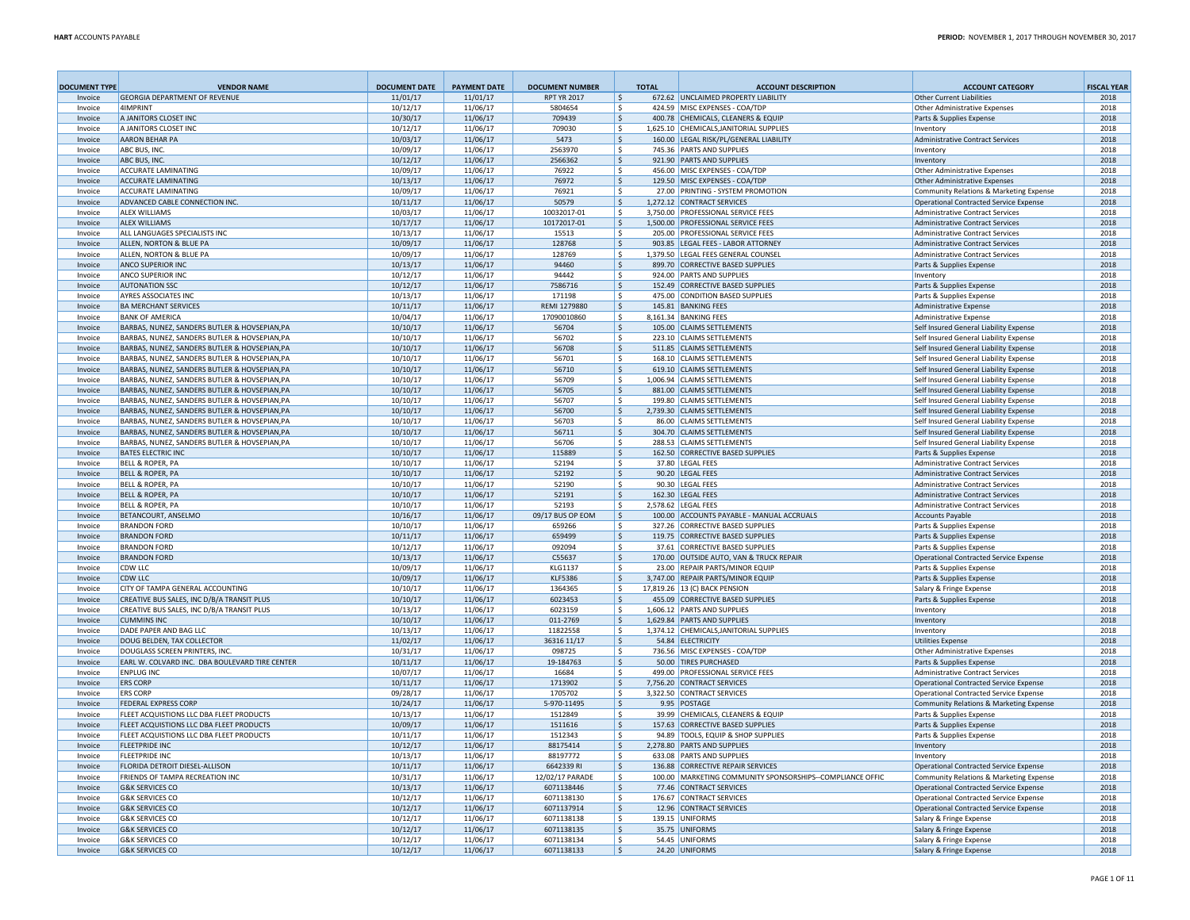**HART** ACCOUNTS PAYABLE

**PERIOD:** NOVEMBER 1, 2017 THROUGH NOVEMBER 30, 2017

| DOCUMENT TYPE | VENDOR NAME | DOCUMENT DATE | PAYMENT DATE | DOCUMENT NUMBER | TOTAL | ACCOUNT DESCRIPTION | ACCOUNT CATEGORY | FISCAL YEAR |
|---|---|---|---|---|---|---|---|---|
| Invoice | GEORGIA DEPARTMENT OF REVENUE | 11/01/17 | 11/01/17 | RPT YR 2017 | $ 672.62 | UNCLAIMED PROPERTY LIABILITY | Other Current Liabilities | 2018 |
| Invoice | 4IMPRINT | 10/12/17 | 11/06/17 | 5804654 | $ 424.59 | MISC EXPENSES - COA/TDP | Other Administrative Expenses | 2018 |
| Invoice | A JANITORS CLOSET INC | 10/30/17 | 11/06/17 | 709439 | $ 400.78 | CHEMICALS, CLEANERS & EQUIP | Parts & Supplies Expense | 2018 |
| Invoice | A JANITORS CLOSET INC | 10/12/17 | 11/06/17 | 709030 | $ 1,625.10 | CHEMICALS,JANITORIAL SUPPLIES | Inventory | 2018 |
| Invoice | AARON BEHAR PA | 10/03/17 | 11/06/17 | 5473 | $ 160.00 | LEGAL RISK/PL/GENERAL LIABILITY | Administrative Contract Services | 2018 |
| Invoice | ABC BUS, INC. | 10/09/17 | 11/06/17 | 2563970 | $ 745.36 | PARTS AND SUPPLIES | Inventory | 2018 |
| Invoice | ABC BUS, INC. | 10/12/17 | 11/06/17 | 2566362 | $ 921.90 | PARTS AND SUPPLIES | Inventory | 2018 |
| Invoice | ACCURATE LAMINATING | 10/09/17 | 11/06/17 | 76922 | $ 456.00 | MISC EXPENSES - COA/TDP | Other Administrative Expenses | 2018 |
| Invoice | ACCURATE LAMINATING | 10/13/17 | 11/06/17 | 76972 | $ 129.50 | MISC EXPENSES - COA/TDP | Other Administrative Expenses | 2018 |
| Invoice | ACCURATE LAMINATING | 10/09/17 | 11/06/17 | 76921 | $ 27.00 | PRINTING - SYSTEM PROMOTION | Community Relations & Marketing Expense | 2018 |
| Invoice | ADVANCED CABLE CONNECTION INC. | 10/11/17 | 11/06/17 | 50579 | $ 1,272.12 | CONTRACT SERVICES | Operational Contracted Service Expense | 2018 |
| Invoice | ALEX WILLIAMS | 10/03/17 | 11/06/17 | 10032017-01 | $ 3,750.00 | PROFESSIONAL SERVICE FEES | Administrative Contract Services | 2018 |
| Invoice | ALEX WILLIAMS | 10/17/17 | 11/06/17 | 10172017-01 | $ 1,500.00 | PROFESSIONAL SERVICE FEES | Administrative Contract Services | 2018 |
| Invoice | ALL LANGUAGES SPECIALISTS INC | 10/13/17 | 11/06/17 | 15513 | $ 205.00 | PROFESSIONAL SERVICE FEES | Administrative Contract Services | 2018 |
| Invoice | ALLEN, NORTON & BLUE PA | 10/09/17 | 11/06/17 | 128768 | $ 903.85 | LEGAL FEES - LABOR ATTORNEY | Administrative Contract Services | 2018 |
| Invoice | ALLEN, NORTON & BLUE PA | 10/09/17 | 11/06/17 | 128769 | $ 1,379.50 | LEGAL FEES GENERAL COUNSEL | Administrative Contract Services | 2018 |
| Invoice | ANCO SUPERIOR INC | 10/13/17 | 11/06/17 | 94460 | $ 899.70 | CORRECTIVE BASED SUPPLIES | Parts & Supplies Expense | 2018 |
| Invoice | ANCO SUPERIOR INC | 10/12/17 | 11/06/17 | 94442 | $ 924.00 | PARTS AND SUPPLIES | Inventory | 2018 |
| Invoice | AUTONATION SSC | 10/12/17 | 11/06/17 | 7586716 | $ 152.49 | CORRECTIVE BASED SUPPLIES | Parts & Supplies Expense | 2018 |
| Invoice | AYRES ASSOCIATES INC | 10/13/17 | 11/06/17 | 171198 | $ 475.00 | CONDITION BASED SUPPLIES | Parts & Supplies Expense | 2018 |
| Invoice | BA MERCHANT SERVICES | 10/11/17 | 11/06/17 | REMI 1279880 | $ 145.81 | BANKING FEES | Administrative Expense | 2018 |
| Invoice | BANK OF AMERICA | 10/04/17 | 11/06/17 | 17090010860 | $ 8,161.34 | BANKING FEES | Administrative Expense | 2018 |
| Invoice | BARBAS, NUNEZ, SANDERS BUTLER & HOVSEPIAN,PA | 10/10/17 | 11/06/17 | 56704 | $ 105.00 | CLAIMS SETTLEMENTS | Self Insured General Liability Expense | 2018 |
| Invoice | BARBAS, NUNEZ, SANDERS BUTLER & HOVSEPIAN,PA | 10/10/17 | 11/06/17 | 56702 | $ 223.10 | CLAIMS SETTLEMENTS | Self Insured General Liability Expense | 2018 |
| Invoice | BARBAS, NUNEZ, SANDERS BUTLER & HOVSEPIAN,PA | 10/10/17 | 11/06/17 | 56708 | $ 511.85 | CLAIMS SETTLEMENTS | Self Insured General Liability Expense | 2018 |
| Invoice | BARBAS, NUNEZ, SANDERS BUTLER & HOVSEPIAN,PA | 10/10/17 | 11/06/17 | 56701 | $ 168.10 | CLAIMS SETTLEMENTS | Self Insured General Liability Expense | 2018 |
| Invoice | BARBAS, NUNEZ, SANDERS BUTLER & HOVSEPIAN,PA | 10/10/17 | 11/06/17 | 56710 | $ 619.10 | CLAIMS SETTLEMENTS | Self Insured General Liability Expense | 2018 |
| Invoice | BARBAS, NUNEZ, SANDERS BUTLER & HOVSEPIAN,PA | 10/10/17 | 11/06/17 | 56709 | $ 1,006.94 | CLAIMS SETTLEMENTS | Self Insured General Liability Expense | 2018 |
| Invoice | BARBAS, NUNEZ, SANDERS BUTLER & HOVSEPIAN,PA | 10/10/17 | 11/06/17 | 56705 | $ 881.00 | CLAIMS SETTLEMENTS | Self Insured General Liability Expense | 2018 |
| Invoice | BARBAS, NUNEZ, SANDERS BUTLER & HOVSEPIAN,PA | 10/10/17 | 11/06/17 | 56707 | $ 199.80 | CLAIMS SETTLEMENTS | Self Insured General Liability Expense | 2018 |
| Invoice | BARBAS, NUNEZ, SANDERS BUTLER & HOVSEPIAN,PA | 10/10/17 | 11/06/17 | 56700 | $ 2,739.30 | CLAIMS SETTLEMENTS | Self Insured General Liability Expense | 2018 |
| Invoice | BARBAS, NUNEZ, SANDERS BUTLER & HOVSEPIAN,PA | 10/10/17 | 11/06/17 | 56703 | $ 86.00 | CLAIMS SETTLEMENTS | Self Insured General Liability Expense | 2018 |
| Invoice | BARBAS, NUNEZ, SANDERS BUTLER & HOVSEPIAN,PA | 10/10/17 | 11/06/17 | 56711 | $ 304.70 | CLAIMS SETTLEMENTS | Self Insured General Liability Expense | 2018 |
| Invoice | BARBAS, NUNEZ, SANDERS BUTLER & HOVSEPIAN,PA | 10/10/17 | 11/06/17 | 56706 | $ 288.53 | CLAIMS SETTLEMENTS | Self Insured General Liability Expense | 2018 |
| Invoice | BATES ELECTRIC INC | 10/10/17 | 11/06/17 | 115889 | $ 162.50 | CORRECTIVE BASED SUPPLIES | Parts & Supplies Expense | 2018 |
| Invoice | BELL & ROPER, PA | 10/10/17 | 11/06/17 | 52194 | $ 37.80 | LEGAL FEES | Administrative Contract Services | 2018 |
| Invoice | BELL & ROPER, PA | 10/10/17 | 11/06/17 | 52192 | $ 90.20 | LEGAL FEES | Administrative Contract Services | 2018 |
| Invoice | BELL & ROPER, PA | 10/10/17 | 11/06/17 | 52190 | $ 90.30 | LEGAL FEES | Administrative Contract Services | 2018 |
| Invoice | BELL & ROPER, PA | 10/10/17 | 11/06/17 | 52191 | $ 162.30 | LEGAL FEES | Administrative Contract Services | 2018 |
| Invoice | BELL & ROPER, PA | 10/10/17 | 11/06/17 | 52193 | $ 2,578.62 | LEGAL FEES | Administrative Contract Services | 2018 |
| Invoice | BETANCOURT, ANSELMO | 10/16/17 | 11/06/17 | 09/17 BUS OP EOM | $ 100.00 | ACCOUNTS PAYABLE - MANUAL ACCRUALS | Accounts Payable | 2018 |
| Invoice | BRANDON FORD | 10/10/17 | 11/06/17 | 659266 | $ 327.26 | CORRECTIVE BASED SUPPLIES | Parts & Supplies Expense | 2018 |
| Invoice | BRANDON FORD | 10/11/17 | 11/06/17 | 659499 | $ 119.75 | CORRECTIVE BASED SUPPLIES | Parts & Supplies Expense | 2018 |
| Invoice | BRANDON FORD | 10/12/17 | 11/06/17 | 092094 | $ 37.61 | CORRECTIVE BASED SUPPLIES | Parts & Supplies Expense | 2018 |
| Invoice | BRANDON FORD | 10/13/17 | 11/06/17 | C55637 | $ 170.00 | OUTSIDE AUTO, VAN & TRUCK REPAIR | Operational Contracted Service Expense | 2018 |
| Invoice | CDW LLC | 10/09/17 | 11/06/17 | KLG1137 | $ 23.00 | REPAIR PARTS/MINOR EQUIP | Parts & Supplies Expense | 2018 |
| Invoice | CDW LLC | 10/09/17 | 11/06/17 | KLF5386 | $ 3,747.00 | REPAIR PARTS/MINOR EQUIP | Parts & Supplies Expense | 2018 |
| Invoice | CITY OF TAMPA GENERAL ACCOUNTING | 10/10/17 | 11/06/17 | 1364365 | $ 17,819.26 | 13 (C) BACK PENSION | Salary & Fringe Expense | 2018 |
| Invoice | CREATIVE BUS SALES, INC D/B/A TRANSIT PLUS | 10/10/17 | 11/06/17 | 6023453 | $ 455.09 | CORRECTIVE BASED SUPPLIES | Parts & Supplies Expense | 2018 |
| Invoice | CREATIVE BUS SALES, INC D/B/A TRANSIT PLUS | 10/13/17 | 11/06/17 | 6023159 | $ 1,606.12 | PARTS AND SUPPLIES | Inventory | 2018 |
| Invoice | CUMMINS INC | 10/10/17 | 11/06/17 | 011-2769 | $ 1,629.84 | PARTS AND SUPPLIES | Inventory | 2018 |
| Invoice | DADE PAPER AND BAG LLC | 10/13/17 | 11/06/17 | 11822558 | $ 1,374.12 | CHEMICALS,JANITORIAL SUPPLIES | Inventory | 2018 |
| Invoice | DOUG BELDEN, TAX COLLECTOR | 11/02/17 | 11/06/17 | 36316 11/17 | $ 54.84 | ELECTRICITY | Utilities Expense | 2018 |
| Invoice | DOUGLASS SCREEN PRINTERS, INC. | 10/31/17 | 11/06/17 | 098725 | $ 736.56 | MISC EXPENSES - COA/TDP | Other Administrative Expenses | 2018 |
| Invoice | EARL W. COLVARD INC. DBA BOULEVARD TIRE CENTER | 10/11/17 | 11/06/17 | 19-184763 | $ 50.00 | TIRES PURCHASED | Parts & Supplies Expense | 2018 |
| Invoice | ENPLUG INC | 10/07/17 | 11/06/17 | 16684 | $ 499.00 | PROFESSIONAL SERVICE FEES | Administrative Contract Services | 2018 |
| Invoice | ERS CORP | 10/11/17 | 11/06/17 | 1713902 | $ 7,756.20 | CONTRACT SERVICES | Operational Contracted Service Expense | 2018 |
| Invoice | ERS CORP | 09/28/17 | 11/06/17 | 1705702 | $ 3,322.50 | CONTRACT SERVICES | Operational Contracted Service Expense | 2018 |
| Invoice | FEDERAL EXPRESS CORP | 10/24/17 | 11/06/17 | 5-970-11495 | $ 9.95 | POSTAGE | Community Relations & Marketing Expense | 2018 |
| Invoice | FLEET ACQUISTIONS LLC DBA FLEET PRODUCTS | 10/13/17 | 11/06/17 | 1512849 | $ 39.99 | CHEMICALS, CLEANERS & EQUIP | Parts & Supplies Expense | 2018 |
| Invoice | FLEET ACQUISTIONS LLC DBA FLEET PRODUCTS | 10/09/17 | 11/06/17 | 1511616 | $ 157.63 | CORRECTIVE BASED SUPPLIES | Parts & Supplies Expense | 2018 |
| Invoice | FLEET ACQUISTIONS LLC DBA FLEET PRODUCTS | 10/11/17 | 11/06/17 | 1512343 | $ 94.89 | TOOLS, EQUIP & SHOP SUPPLIES | Parts & Supplies Expense | 2018 |
| Invoice | FLEETPRIDE INC | 10/12/17 | 11/06/17 | 88175414 | $ 2,278.80 | PARTS AND SUPPLIES | Inventory | 2018 |
| Invoice | FLEETPRIDE INC | 10/13/17 | 11/06/17 | 88197772 | $ 633.08 | PARTS AND SUPPLIES | Inventory | 2018 |
| Invoice | FLORIDA DETROIT DIESEL-ALLISON | 10/11/17 | 11/06/17 | 6642339 RI | $ 136.88 | CORRECTIVE REPAIR SERVICES | Operational Contracted Service Expense | 2018 |
| Invoice | FRIENDS OF TAMPA RECREATION INC | 10/31/17 | 11/06/17 | 12/02/17 PARADE | $ 100.00 | MARKETING COMMUNITY SPONSORSHIPS--COMPLIANCE OFFIC | Community Relations & Marketing Expense | 2018 |
| Invoice | G&K SERVICES CO | 10/13/17 | 11/06/17 | 6071138446 | $ 77.46 | CONTRACT SERVICES | Operational Contracted Service Expense | 2018 |
| Invoice | G&K SERVICES CO | 10/12/17 | 11/06/17 | 6071138130 | $ 176.67 | CONTRACT SERVICES | Operational Contracted Service Expense | 2018 |
| Invoice | G&K SERVICES CO | 10/12/17 | 11/06/17 | 6071137914 | $ 12.96 | CONTRACT SERVICES | Operational Contracted Service Expense | 2018 |
| Invoice | G&K SERVICES CO | 10/12/17 | 11/06/17 | 6071138138 | $ 139.15 | UNIFORMS | Salary & Fringe Expense | 2018 |
| Invoice | G&K SERVICES CO | 10/12/17 | 11/06/17 | 6071138135 | $ 35.75 | UNIFORMS | Salary & Fringe Expense | 2018 |
| Invoice | G&K SERVICES CO | 10/12/17 | 11/06/17 | 6071138134 | $ 54.45 | UNIFORMS | Salary & Fringe Expense | 2018 |
| Invoice | G&K SERVICES CO | 10/12/17 | 11/06/17 | 6071138133 | $ 24.20 | UNIFORMS | Salary & Fringe Expense | 2018 |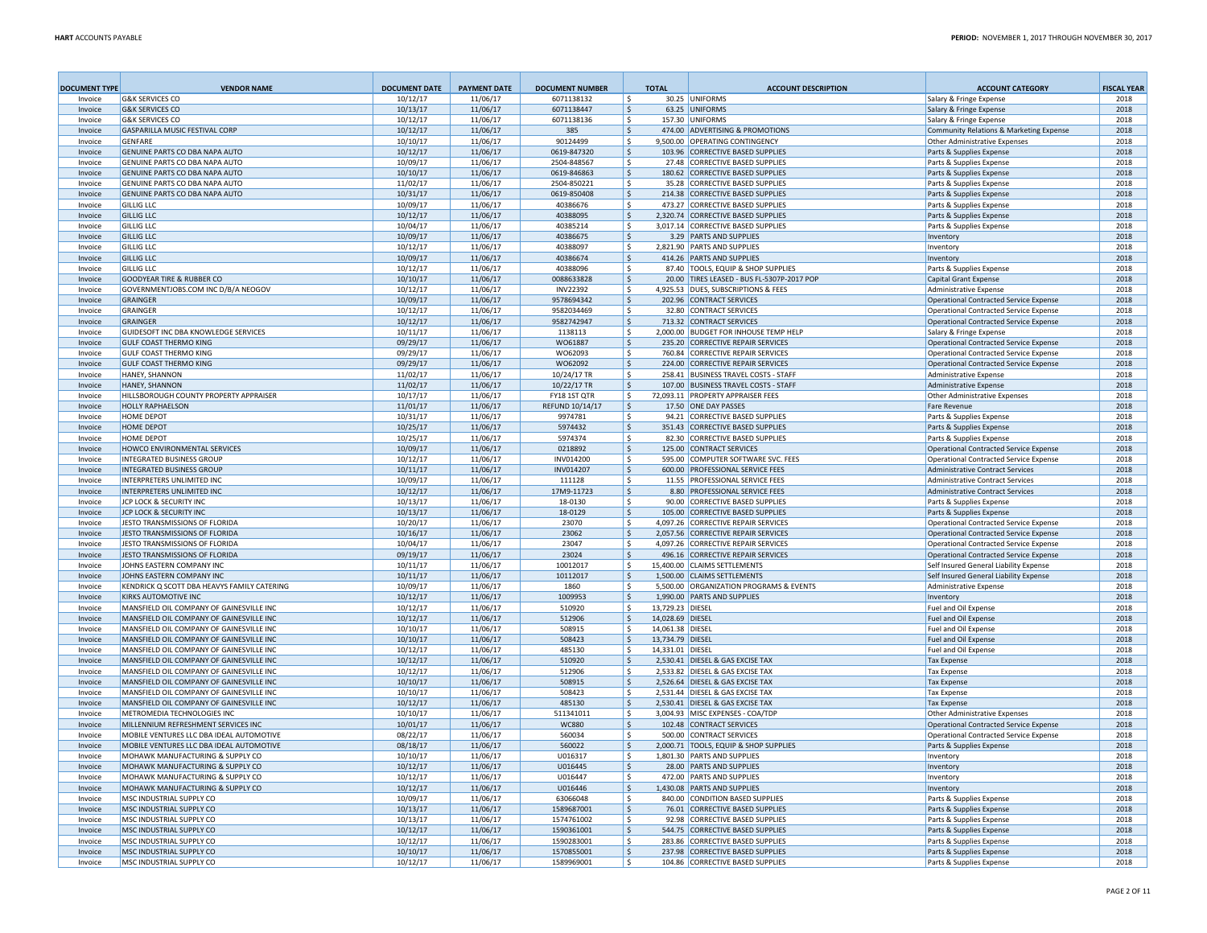| DOCUMENT TYPE | VENDOR NAME | DOCUMENT DATE | PAYMENT DATE | DOCUMENT NUMBER | TOTAL | ACCOUNT DESCRIPTION | ACCOUNT CATEGORY | FISCAL YEAR |
|---|---|---|---|---|---|---|---|---|
| Invoice | G&K SERVICES CO | 10/12/17 | 11/06/17 | 6071138132 | $ 30.25 | UNIFORMS | Salary & Fringe Expense | 2018 |
| Invoice | G&K SERVICES CO | 10/13/17 | 11/06/17 | 6071138447 | $ 63.25 | UNIFORMS | Salary & Fringe Expense | 2018 |
| Invoice | G&K SERVICES CO | 10/12/17 | 11/06/17 | 6071138136 | $ 157.30 | UNIFORMS | Salary & Fringe Expense | 2018 |
| Invoice | GASPARILLA MUSIC FESTIVAL CORP | 10/12/17 | 11/06/17 | 385 | $ 474.00 | ADVERTISING & PROMOTIONS | Community Relations & Marketing Expense | 2018 |
| Invoice | GENFARE | 10/10/17 | 11/06/17 | 90124499 | $ 9,500.00 | OPERATING CONTINGENCY | Other Administrative Expenses | 2018 |
| Invoice | GENUINE PARTS CO DBA NAPA AUTO | 10/12/17 | 11/06/17 | 0619-847320 | $ 103.96 | CORRECTIVE BASED SUPPLIES | Parts & Supplies Expense | 2018 |
| Invoice | GENUINE PARTS CO DBA NAPA AUTO | 10/09/17 | 11/06/17 | 2504-848567 | $ 27.48 | CORRECTIVE BASED SUPPLIES | Parts & Supplies Expense | 2018 |
| Invoice | GENUINE PARTS CO DBA NAPA AUTO | 10/10/17 | 11/06/17 | 0619-846863 | $ 180.62 | CORRECTIVE BASED SUPPLIES | Parts & Supplies Expense | 2018 |
| Invoice | GENUINE PARTS CO DBA NAPA AUTO | 11/02/17 | 11/06/17 | 2504-850221 | $ 35.28 | CORRECTIVE BASED SUPPLIES | Parts & Supplies Expense | 2018 |
| Invoice | GENUINE PARTS CO DBA NAPA AUTO | 10/31/17 | 11/06/17 | 0619-850408 | $ 214.38 | CORRECTIVE BASED SUPPLIES | Parts & Supplies Expense | 2018 |
| Invoice | GILLIG LLC | 10/09/17 | 11/06/17 | 40386676 | $ 473.27 | CORRECTIVE BASED SUPPLIES | Parts & Supplies Expense | 2018 |
| Invoice | GILLIG LLC | 10/12/17 | 11/06/17 | 40388095 | $ 2,320.74 | CORRECTIVE BASED SUPPLIES | Parts & Supplies Expense | 2018 |
| Invoice | GILLIG LLC | 10/04/17 | 11/06/17 | 40385214 | $ 3,017.14 | CORRECTIVE BASED SUPPLIES | Parts & Supplies Expense | 2018 |
| Invoice | GILLIG LLC | 10/09/17 | 11/06/17 | 40386675 | $ 3.29 | PARTS AND SUPPLIES | Inventory | 2018 |
| Invoice | GILLIG LLC | 10/12/17 | 11/06/17 | 40388097 | $ 2,821.90 | PARTS AND SUPPLIES | Inventory | 2018 |
| Invoice | GILLIG LLC | 10/09/17 | 11/06/17 | 40386674 | $ 414.26 | PARTS AND SUPPLIES | Inventory | 2018 |
| Invoice | GILLIG LLC | 10/12/17 | 11/06/17 | 40388096 | $ 87.40 | TOOLS, EQUIP & SHOP SUPPLIES | Parts & Supplies Expense | 2018 |
| Invoice | GOODYEAR TIRE & RUBBER CO | 10/10/17 | 11/06/17 | 0088633828 | $ 20.00 | TIRES LEASED - BUS FL-5307P-2017 POP | Capital Grant Expense | 2018 |
| Invoice | GOVERNMENTJOBS.COM INC D/B/A NEOGOV | 10/12/17 | 11/06/17 | INV22392 | $ 4,925.53 | DUES, SUBSCRIPTIONS & FEES | Administrative Expense | 2018 |
| Invoice | GRAINGER | 10/09/17 | 11/06/17 | 9578694342 | $ 202.96 | CONTRACT SERVICES | Operational Contracted Service Expense | 2018 |
| Invoice | GRAINGER | 10/12/17 | 11/06/17 | 9582034469 | $ 32.80 | CONTRACT SERVICES | Operational Contracted Service Expense | 2018 |
| Invoice | GRAINGER | 10/12/17 | 11/06/17 | 9582742947 | $ 713.32 | CONTRACT SERVICES | Operational Contracted Service Expense | 2018 |
| Invoice | GUIDESOFT INC DBA KNOWLEDGE SERVICES | 10/11/17 | 11/06/17 | 1138113 | $ 2,000.00 | BUDGET FOR INHOUSE TEMP HELP | Salary & Fringe Expense | 2018 |
| Invoice | GULF COAST THERMO KING | 09/29/17 | 11/06/17 | WO61887 | $ 235.20 | CORRECTIVE REPAIR SERVICES | Operational Contracted Service Expense | 2018 |
| Invoice | GULF COAST THERMO KING | 09/29/17 | 11/06/17 | WO62093 | $ 760.84 | CORRECTIVE REPAIR SERVICES | Operational Contracted Service Expense | 2018 |
| Invoice | GULF COAST THERMO KING | 09/29/17 | 11/06/17 | WO62092 | $ 224.00 | CORRECTIVE REPAIR SERVICES | Operational Contracted Service Expense | 2018 |
| Invoice | HANEY, SHANNON | 11/02/17 | 11/06/17 | 10/24/17 TR | $ 258.41 | BUSINESS TRAVEL COSTS - STAFF | Administrative Expense | 2018 |
| Invoice | HANEY, SHANNON | 11/02/17 | 11/06/17 | 10/22/17 TR | $ 107.00 | BUSINESS TRAVEL COSTS - STAFF | Administrative Expense | 2018 |
| Invoice | HILLSBOROUGH COUNTY PROPERTY APPRAISER | 10/17/17 | 11/06/17 | FY18 1ST QTR | $ 72,093.11 | PROPERTY APPRAISER FEES | Other Administrative Expenses | 2018 |
| Invoice | HOLLY RAPHAELSON | 11/01/17 | 11/06/17 | REFUND 10/14/17 | $ 17.50 | ONE DAY PASSES | Fare Revenue | 2018 |
| Invoice | HOME DEPOT | 10/31/17 | 11/06/17 | 9974781 | $ 94.21 | CORRECTIVE BASED SUPPLIES | Parts & Supplies Expense | 2018 |
| Invoice | HOME DEPOT | 10/25/17 | 11/06/17 | 5974432 | $ 351.43 | CORRECTIVE BASED SUPPLIES | Parts & Supplies Expense | 2018 |
| Invoice | HOME DEPOT | 10/25/17 | 11/06/17 | 5974374 | $ 82.30 | CORRECTIVE BASED SUPPLIES | Parts & Supplies Expense | 2018 |
| Invoice | HOWCO ENVIRONMENTAL SERVICES | 10/09/17 | 11/06/17 | 0218892 | $ 125.00 | CONTRACT SERVICES | Operational Contracted Service Expense | 2018 |
| Invoice | INTEGRATED BUSINESS GROUP | 10/12/17 | 11/06/17 | INV014200 | $ 595.00 | COMPUTER SOFTWARE SVC. FEES | Operational Contracted Service Expense | 2018 |
| Invoice | INTEGRATED BUSINESS GROUP | 10/11/17 | 11/06/17 | INV014207 | $ 600.00 | PROFESSIONAL SERVICE FEES | Administrative Contract Services | 2018 |
| Invoice | INTERPRETERS UNLIMITED INC | 10/09/17 | 11/06/17 | 111128 | $ 11.55 | PROFESSIONAL SERVICE FEES | Administrative Contract Services | 2018 |
| Invoice | INTERPRETERS UNLIMITED INC | 10/12/17 | 11/06/17 | 17M9-11723 | $ 8.80 | PROFESSIONAL SERVICE FEES | Administrative Contract Services | 2018 |
| Invoice | JCP LOCK & SECURITY INC | 10/13/17 | 11/06/17 | 18-0130 | $ 90.00 | CORRECTIVE BASED SUPPLIES | Parts & Supplies Expense | 2018 |
| Invoice | JCP LOCK & SECURITY INC | 10/13/17 | 11/06/17 | 18-0129 | $ 105.00 | CORRECTIVE BASED SUPPLIES | Parts & Supplies Expense | 2018 |
| Invoice | JESTO TRANSMISSIONS OF FLORIDA | 10/20/17 | 11/06/17 | 23070 | $ 4,097.26 | CORRECTIVE REPAIR SERVICES | Operational Contracted Service Expense | 2018 |
| Invoice | JESTO TRANSMISSIONS OF FLORIDA | 10/16/17 | 11/06/17 | 23062 | $ 2,057.56 | CORRECTIVE REPAIR SERVICES | Operational Contracted Service Expense | 2018 |
| Invoice | JESTO TRANSMISSIONS OF FLORIDA | 10/04/17 | 11/06/17 | 23047 | $ 4,097.26 | CORRECTIVE REPAIR SERVICES | Operational Contracted Service Expense | 2018 |
| Invoice | JESTO TRANSMISSIONS OF FLORIDA | 09/19/17 | 11/06/17 | 23024 | $ 496.16 | CORRECTIVE REPAIR SERVICES | Operational Contracted Service Expense | 2018 |
| Invoice | JOHNS EASTERN COMPANY INC | 10/11/17 | 11/06/17 | 10012017 | $ 15,400.00 | CLAIMS SETTLEMENTS | Self Insured General Liability Expense | 2018 |
| Invoice | JOHNS EASTERN COMPANY INC | 10/11/17 | 11/06/17 | 10112017 | $ 1,500.00 | CLAIMS SETTLEMENTS | Self Insured General Liability Expense | 2018 |
| Invoice | KENDRICK Q SCOTT DBA HEAVYS FAMILY CATERING | 10/09/17 | 11/06/17 | 1860 | $ 5,500.00 | ORGANIZATION PROGRAMS & EVENTS | Administrative Expense | 2018 |
| Invoice | KIRKS AUTOMOTIVE INC | 10/12/17 | 11/06/17 | 1009953 | $ 1,990.00 | PARTS AND SUPPLIES | Inventory | 2018 |
| Invoice | MANSFIELD OIL COMPANY OF GAINESVILLE INC | 10/12/17 | 11/06/17 | 510920 | $ 13,729.23 | DIESEL | Fuel and Oil Expense | 2018 |
| Invoice | MANSFIELD OIL COMPANY OF GAINESVILLE INC | 10/12/17 | 11/06/17 | 512906 | $ 14,028.69 | DIESEL | Fuel and Oil Expense | 2018 |
| Invoice | MANSFIELD OIL COMPANY OF GAINESVILLE INC | 10/10/17 | 11/06/17 | 508915 | $ 14,061.38 | DIESEL | Fuel and Oil Expense | 2018 |
| Invoice | MANSFIELD OIL COMPANY OF GAINESVILLE INC | 10/10/17 | 11/06/17 | 508423 | $ 13,734.79 | DIESEL | Fuel and Oil Expense | 2018 |
| Invoice | MANSFIELD OIL COMPANY OF GAINESVILLE INC | 10/12/17 | 11/06/17 | 485130 | $ 14,331.01 | DIESEL | Fuel and Oil Expense | 2018 |
| Invoice | MANSFIELD OIL COMPANY OF GAINESVILLE INC | 10/12/17 | 11/06/17 | 510920 | $ 2,530.41 | DIESEL & GAS EXCISE TAX | Tax Expense | 2018 |
| Invoice | MANSFIELD OIL COMPANY OF GAINESVILLE INC | 10/12/17 | 11/06/17 | 512906 | $ 2,533.82 | DIESEL & GAS EXCISE TAX | Tax Expense | 2018 |
| Invoice | MANSFIELD OIL COMPANY OF GAINESVILLE INC | 10/10/17 | 11/06/17 | 508915 | $ 2,526.64 | DIESEL & GAS EXCISE TAX | Tax Expense | 2018 |
| Invoice | MANSFIELD OIL COMPANY OF GAINESVILLE INC | 10/10/17 | 11/06/17 | 508423 | $ 2,531.44 | DIESEL & GAS EXCISE TAX | Tax Expense | 2018 |
| Invoice | MANSFIELD OIL COMPANY OF GAINESVILLE INC | 10/12/17 | 11/06/17 | 485130 | $ 2,530.41 | DIESEL & GAS EXCISE TAX | Tax Expense | 2018 |
| Invoice | METROMEDIA TECHNOLOGIES INC | 10/10/17 | 11/06/17 | 511341011 | $ 3,004.93 | MISC EXPENSES - COA/TDP | Other Administrative Expenses | 2018 |
| Invoice | MILLENNIUM REFRESHMENT SERVICES INC | 10/01/17 | 11/06/17 | WC880 | $ 102.48 | CONTRACT SERVICES | Operational Contracted Service Expense | 2018 |
| Invoice | MOBILE VENTURES LLC DBA IDEAL AUTOMOTIVE | 08/22/17 | 11/06/17 | 560034 | $ 500.00 | CONTRACT SERVICES | Operational Contracted Service Expense | 2018 |
| Invoice | MOBILE VENTURES LLC DBA IDEAL AUTOMOTIVE | 08/18/17 | 11/06/17 | 560022 | $ 2,000.71 | TOOLS, EQUIP & SHOP SUPPLIES | Parts & Supplies Expense | 2018 |
| Invoice | MOHAWK MANUFACTURING & SUPPLY CO | 10/10/17 | 11/06/17 | U016317 | $ 1,801.30 | PARTS AND SUPPLIES | Inventory | 2018 |
| Invoice | MOHAWK MANUFACTURING & SUPPLY CO | 10/12/17 | 11/06/17 | U016445 | $ 28.00 | PARTS AND SUPPLIES | Inventory | 2018 |
| Invoice | MOHAWK MANUFACTURING & SUPPLY CO | 10/12/17 | 11/06/17 | U016447 | $ 472.00 | PARTS AND SUPPLIES | Inventory | 2018 |
| Invoice | MOHAWK MANUFACTURING & SUPPLY CO | 10/12/17 | 11/06/17 | U016446 | $ 1,430.08 | PARTS AND SUPPLIES | Inventory | 2018 |
| Invoice | MSC INDUSTRIAL SUPPLY CO | 10/09/17 | 11/06/17 | 63066048 | $ 840.00 | CONDITION BASED SUPPLIES | Parts & Supplies Expense | 2018 |
| Invoice | MSC INDUSTRIAL SUPPLY CO | 10/13/17 | 11/06/17 | 1589687001 | $ 76.01 | CORRECTIVE BASED SUPPLIES | Parts & Supplies Expense | 2018 |
| Invoice | MSC INDUSTRIAL SUPPLY CO | 10/13/17 | 11/06/17 | 1574761002 | $ 92.98 | CORRECTIVE BASED SUPPLIES | Parts & Supplies Expense | 2018 |
| Invoice | MSC INDUSTRIAL SUPPLY CO | 10/12/17 | 11/06/17 | 1590361001 | $ 544.75 | CORRECTIVE BASED SUPPLIES | Parts & Supplies Expense | 2018 |
| Invoice | MSC INDUSTRIAL SUPPLY CO | 10/12/17 | 11/06/17 | 1590283001 | $ 283.86 | CORRECTIVE BASED SUPPLIES | Parts & Supplies Expense | 2018 |
| Invoice | MSC INDUSTRIAL SUPPLY CO | 10/10/17 | 11/06/17 | 1570855001 | $ 237.98 | CORRECTIVE BASED SUPPLIES | Parts & Supplies Expense | 2018 |
| Invoice | MSC INDUSTRIAL SUPPLY CO | 10/12/17 | 11/06/17 | 1589969001 | $ 104.86 | CORRECTIVE BASED SUPPLIES | Parts & Supplies Expense | 2018 |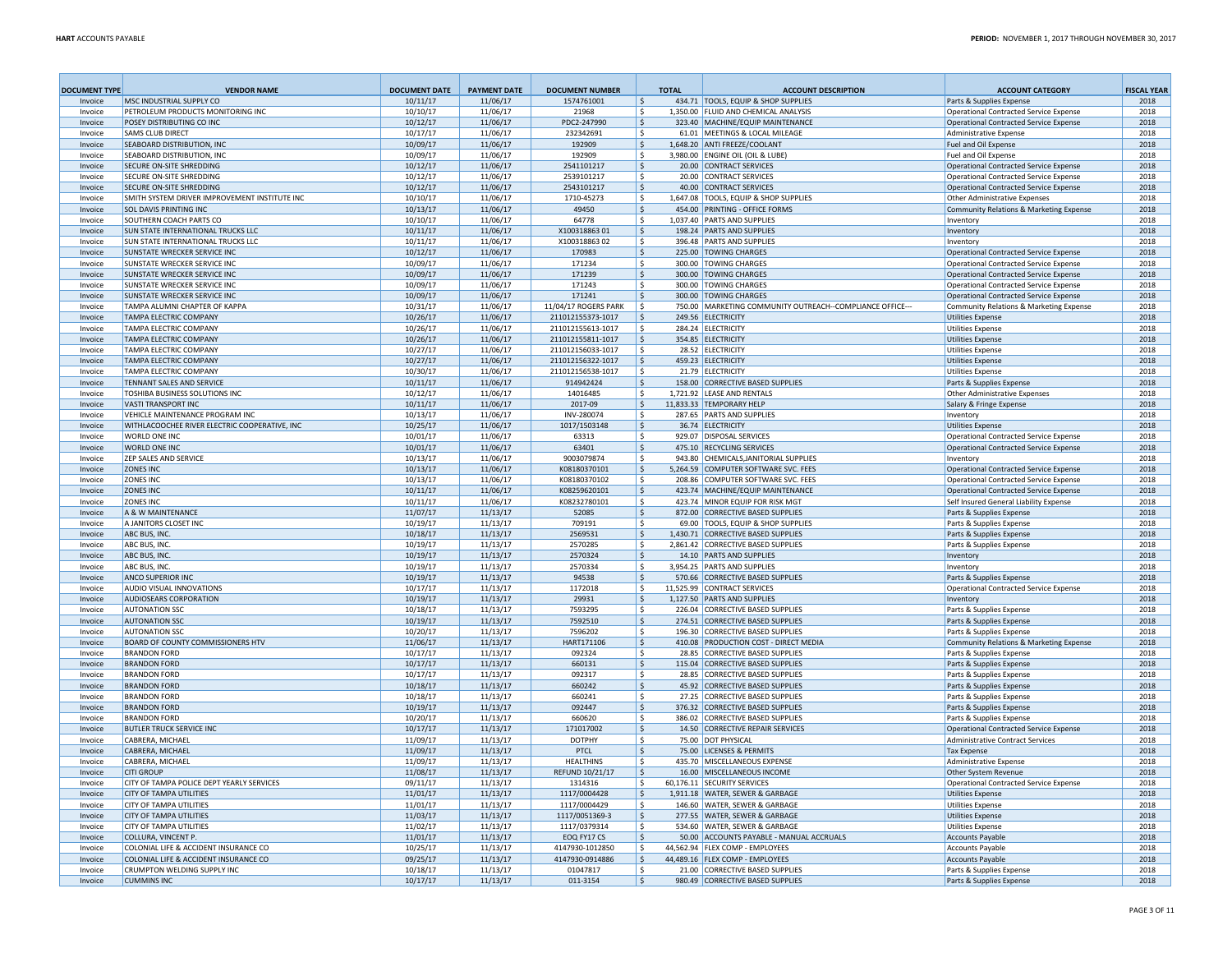| DOCUMENT TYPE | VENDOR NAME | DOCUMENT DATE | PAYMENT DATE | DOCUMENT NUMBER | TOTAL | ACCOUNT DESCRIPTION | ACCOUNT CATEGORY | FISCAL YEAR |
|---|---|---|---|---|---|---|---|---|
| Invoice | MSC INDUSTRIAL SUPPLY CO | 10/11/17 | 11/06/17 | 1574761001 | $ 434.71 | TOOLS, EQUIP & SHOP SUPPLIES | Parts & Supplies Expense | 2018 |
| Invoice | PETROLEUM PRODUCTS MONITORING INC | 10/10/17 | 11/06/17 | 21968 | $ 1,350.00 | FLUID AND CHEMICAL ANALYSIS | Operational Contracted Service Expense | 2018 |
| Invoice | POSEY DISTRIBUTING CO INC | 10/12/17 | 11/06/17 | PDC2-247990 | $ 323.40 | MACHINE/EQUIP MAINTENANCE | Operational Contracted Service Expense | 2018 |
| Invoice | SAMS CLUB DIRECT | 10/17/17 | 11/06/17 | 232342691 | $ 61.01 | MEETINGS & LOCAL MILEAGE | Administrative Expense | 2018 |
| Invoice | SEABOARD DISTRIBUTION, INC | 10/09/17 | 11/06/17 | 192909 | $ 1,648.20 | ANTI FREEZE/COOLANT | Fuel and Oil Expense | 2018 |
| Invoice | SEABOARD DISTRIBUTION, INC | 10/09/17 | 11/06/17 | 192909 | $ 3,980.00 | ENGINE OIL (OIL & LUBE) | Fuel and Oil Expense | 2018 |
| Invoice | SECURE ON-SITE SHREDDING | 10/12/17 | 11/06/17 | 2541101217 | $ 20.00 | CONTRACT SERVICES | Operational Contracted Service Expense | 2018 |
| Invoice | SECURE ON-SITE SHREDDING | 10/12/17 | 11/06/17 | 2539101217 | $ 20.00 | CONTRACT SERVICES | Operational Contracted Service Expense | 2018 |
| Invoice | SECURE ON-SITE SHREDDING | 10/12/17 | 11/06/17 | 2543101217 | $ 40.00 | CONTRACT SERVICES | Operational Contracted Service Expense | 2018 |
| Invoice | SMITH SYSTEM DRIVER IMPROVEMENT INSTITUTE INC | 10/10/17 | 11/06/17 | 1710-45273 | $ 1,647.08 | TOOLS, EQUIP & SHOP SUPPLIES | Other Administrative Expenses | 2018 |
| Invoice | SOL DAVIS PRINTING INC | 10/13/17 | 11/06/17 | 49450 | $ 454.00 | PRINTING - OFFICE FORMS | Community Relations & Marketing Expense | 2018 |
| Invoice | SOUTHERN COACH PARTS CO | 10/10/17 | 11/06/17 | 64778 | $ 1,037.40 | PARTS AND SUPPLIES | Inventory | 2018 |
| Invoice | SUN STATE INTERNATIONAL TRUCKS LLC | 10/11/17 | 11/06/17 | X100318863 01 | $ 198.24 | PARTS AND SUPPLIES | Inventory | 2018 |
| Invoice | SUN STATE INTERNATIONAL TRUCKS LLC | 10/11/17 | 11/06/17 | X100318863 02 | $ 396.48 | PARTS AND SUPPLIES | Inventory | 2018 |
| Invoice | SUNSTATE WRECKER SERVICE INC | 10/12/17 | 11/06/17 | 170983 | $ 225.00 | TOWING CHARGES | Operational Contracted Service Expense | 2018 |
| Invoice | SUNSTATE WRECKER SERVICE INC | 10/09/17 | 11/06/17 | 171234 | $ 300.00 | TOWING CHARGES | Operational Contracted Service Expense | 2018 |
| Invoice | SUNSTATE WRECKER SERVICE INC | 10/09/17 | 11/06/17 | 171239 | $ 300.00 | TOWING CHARGES | Operational Contracted Service Expense | 2018 |
| Invoice | SUNSTATE WRECKER SERVICE INC | 10/09/17 | 11/06/17 | 171243 | $ 300.00 | TOWING CHARGES | Operational Contracted Service Expense | 2018 |
| Invoice | SUNSTATE WRECKER SERVICE INC | 10/09/17 | 11/06/17 | 171241 | $ 300.00 | TOWING CHARGES | Operational Contracted Service Expense | 2018 |
| Invoice | TAMPA ALUMNI CHAPTER OF KAPPA | 10/31/17 | 11/06/17 | 11/04/17 ROGERS PARK | $ 750.00 | MARKETING COMMUNITY OUTREACH--COMPLIANCE OFFICE--- | Community Relations & Marketing Expense | 2018 |
| Invoice | TAMPA ELECTRIC COMPANY | 10/26/17 | 11/06/17 | 211012155373-1017 | $ 249.56 | ELECTRICITY | Utilities Expense | 2018 |
| Invoice | TAMPA ELECTRIC COMPANY | 10/26/17 | 11/06/17 | 211012155613-1017 | $ 284.24 | ELECTRICITY | Utilities Expense | 2018 |
| Invoice | TAMPA ELECTRIC COMPANY | 10/26/17 | 11/06/17 | 211012155811-1017 | $ 354.85 | ELECTRICITY | Utilities Expense | 2018 |
| Invoice | TAMPA ELECTRIC COMPANY | 10/27/17 | 11/06/17 | 211012156033-1017 | $ 28.52 | ELECTRICITY | Utilities Expense | 2018 |
| Invoice | TAMPA ELECTRIC COMPANY | 10/27/17 | 11/06/17 | 211012156322-1017 | $ 459.23 | ELECTRICITY | Utilities Expense | 2018 |
| Invoice | TAMPA ELECTRIC COMPANY | 10/30/17 | 11/06/17 | 211012156538-1017 | $ 21.79 | ELECTRICITY | Utilities Expense | 2018 |
| Invoice | TENNANT SALES AND SERVICE | 10/11/17 | 11/06/17 | 914942424 | $ 158.00 | CORRECTIVE BASED SUPPLIES | Parts & Supplies Expense | 2018 |
| Invoice | TOSHIBA BUSINESS SOLUTIONS INC | 10/12/17 | 11/06/17 | 14016485 | $ 1,721.92 | LEASE AND RENTALS | Other Administrative Expenses | 2018 |
| Invoice | VASTI TRANSPORT INC | 10/11/17 | 11/06/17 | 2017-09 | $ 11,833.33 | TEMPORARY HELP | Salary & Fringe Expense | 2018 |
| Invoice | VEHICLE MAINTENANCE PROGRAM INC | 10/13/17 | 11/06/17 | INV-280074 | $ 287.65 | PARTS AND SUPPLIES | Inventory | 2018 |
| Invoice | WITHLACOOCHEE RIVER ELECTRIC COOPERATIVE, INC | 10/25/17 | 11/06/17 | 1017/1503148 | $ 36.74 | ELECTRICITY | Utilities Expense | 2018 |
| Invoice | WORLD ONE INC | 10/01/17 | 11/06/17 | 63313 | $ 929.07 | DISPOSAL SERVICES | Operational Contracted Service Expense | 2018 |
| Invoice | WORLD ONE INC | 10/01/17 | 11/06/17 | 63401 | $ 475.10 | RECYCLING SERVICES | Operational Contracted Service Expense | 2018 |
| Invoice | ZEP SALES AND SERVICE | 10/13/17 | 11/06/17 | 9003079874 | $ 943.80 | CHEMICALS,JANITORIAL SUPPLIES | Inventory | 2018 |
| Invoice | ZONES INC | 10/13/17 | 11/06/17 | K08180370101 | $ 5,264.59 | COMPUTER SOFTWARE SVC. FEES | Operational Contracted Service Expense | 2018 |
| Invoice | ZONES INC | 10/13/17 | 11/06/17 | K08180370102 | $ 208.86 | COMPUTER SOFTWARE SVC. FEES | Operational Contracted Service Expense | 2018 |
| Invoice | ZONES INC | 10/11/17 | 11/06/17 | K08259620101 | $ 423.74 | MACHINE/EQUIP MAINTENANCE | Operational Contracted Service Expense | 2018 |
| Invoice | ZONES INC | 10/11/17 | 11/06/17 | K08232780101 | $ 423.74 | MINOR EQUIP FOR RISK MGT | Self Insured General Liability Expense | 2018 |
| Invoice | A & W MAINTENANCE | 11/07/17 | 11/13/17 | 52085 | $ 872.00 | CORRECTIVE BASED SUPPLIES | Parts & Supplies Expense | 2018 |
| Invoice | A JANITORS CLOSET INC | 10/19/17 | 11/13/17 | 709191 | $ 69.00 | TOOLS, EQUIP & SHOP SUPPLIES | Parts & Supplies Expense | 2018 |
| Invoice | ABC BUS, INC. | 10/18/17 | 11/13/17 | 2569531 | $ 1,430.71 | CORRECTIVE BASED SUPPLIES | Parts & Supplies Expense | 2018 |
| Invoice | ABC BUS, INC. | 10/19/17 | 11/13/17 | 2570285 | $ 2,861.42 | CORRECTIVE BASED SUPPLIES | Parts & Supplies Expense | 2018 |
| Invoice | ABC BUS, INC. | 10/19/17 | 11/13/17 | 2570324 | $ 14.10 | PARTS AND SUPPLIES | Inventory | 2018 |
| Invoice | ABC BUS, INC. | 10/19/17 | 11/13/17 | 2570334 | $ 3,954.25 | PARTS AND SUPPLIES | Inventory | 2018 |
| Invoice | ANCO SUPERIOR INC | 10/19/17 | 11/13/17 | 94538 | $ 570.66 | CORRECTIVE BASED SUPPLIES | Parts & Supplies Expense | 2018 |
| Invoice | AUDIO VISUAL INNOVATIONS | 10/17/17 | 11/13/17 | 1172018 | $ 11,525.99 | CONTRACT SERVICES | Operational Contracted Service Expense | 2018 |
| Invoice | AUDIOSEARS CORPORATION | 10/19/17 | 11/13/17 | 29931 | $ 1,127.50 | PARTS AND SUPPLIES | Inventory | 2018 |
| Invoice | AUTONATION SSC | 10/18/17 | 11/13/17 | 7593295 | $ 226.04 | CORRECTIVE BASED SUPPLIES | Parts & Supplies Expense | 2018 |
| Invoice | AUTONATION SSC | 10/19/17 | 11/13/17 | 7592510 | $ 274.51 | CORRECTIVE BASED SUPPLIES | Parts & Supplies Expense | 2018 |
| Invoice | AUTONATION SSC | 10/20/17 | 11/13/17 | 7596202 | $ 196.30 | CORRECTIVE BASED SUPPLIES | Parts & Supplies Expense | 2018 |
| Invoice | BOARD OF COUNTY COMMISSIONERS HTV | 11/06/17 | 11/13/17 | HART171106 | $ 410.08 | PRODUCTION COST - DIRECT MEDIA | Community Relations & Marketing Expense | 2018 |
| Invoice | BRANDON FORD | 10/17/17 | 11/13/17 | 092324 | $ 28.85 | CORRECTIVE BASED SUPPLIES | Parts & Supplies Expense | 2018 |
| Invoice | BRANDON FORD | 10/17/17 | 11/13/17 | 660131 | $ 115.04 | CORRECTIVE BASED SUPPLIES | Parts & Supplies Expense | 2018 |
| Invoice | BRANDON FORD | 10/17/17 | 11/13/17 | 092317 | $ 28.85 | CORRECTIVE BASED SUPPLIES | Parts & Supplies Expense | 2018 |
| Invoice | BRANDON FORD | 10/18/17 | 11/13/17 | 660242 | $ 45.92 | CORRECTIVE BASED SUPPLIES | Parts & Supplies Expense | 2018 |
| Invoice | BRANDON FORD | 10/18/17 | 11/13/17 | 660241 | $ 27.25 | CORRECTIVE BASED SUPPLIES | Parts & Supplies Expense | 2018 |
| Invoice | BRANDON FORD | 10/19/17 | 11/13/17 | 092447 | $ 376.32 | CORRECTIVE BASED SUPPLIES | Parts & Supplies Expense | 2018 |
| Invoice | BRANDON FORD | 10/20/17 | 11/13/17 | 660620 | $ 386.02 | CORRECTIVE BASED SUPPLIES | Parts & Supplies Expense | 2018 |
| Invoice | BUTLER TRUCK SERVICE INC | 10/17/17 | 11/13/17 | 171017002 | $ 14.50 | CORRECTIVE REPAIR SERVICES | Operational Contracted Service Expense | 2018 |
| Invoice | CABRERA, MICHAEL | 11/09/17 | 11/13/17 | DOTPHY | $ 75.00 | DOT PHYSICAL | Administrative Contract Services | 2018 |
| Invoice | CABRERA, MICHAEL | 11/09/17 | 11/13/17 | PTCL | $ 75.00 | LICENSES & PERMITS | Tax Expense | 2018 |
| Invoice | CABRERA, MICHAEL | 11/09/17 | 11/13/17 | HEALTHINS | $ 435.70 | MISCELLANEOUS EXPENSE | Administrative Expense | 2018 |
| Invoice | CITI GROUP | 11/08/17 | 11/13/17 | REFUND 10/21/17 | $ 16.00 | MISCELLANEOUS INCOME | Other System Revenue | 2018 |
| Invoice | CITY OF TAMPA POLICE DEPT YEARLY SERVICES | 09/11/17 | 11/13/17 | 1314316 | $ 60,176.11 | SECURITY SERVICES | Operational Contracted Service Expense | 2018 |
| Invoice | CITY OF TAMPA UTILITIES | 11/01/17 | 11/13/17 | 1117/0004428 | $ 1,911.18 | WATER, SEWER & GARBAGE | Utilities Expense | 2018 |
| Invoice | CITY OF TAMPA UTILITIES | 11/01/17 | 11/13/17 | 1117/0004429 | $ 146.60 | WATER, SEWER & GARBAGE | Utilities Expense | 2018 |
| Invoice | CITY OF TAMPA UTILITIES | 11/03/17 | 11/13/17 | 1117/0051369-3 | $ 277.55 | WATER, SEWER & GARBAGE | Utilities Expense | 2018 |
| Invoice | CITY OF TAMPA UTILITIES | 11/02/17 | 11/13/17 | 1117/0379314 | $ 534.60 | WATER, SEWER & GARBAGE | Utilities Expense | 2018 |
| Invoice | COLLURA, VINCENT P. | 11/01/17 | 11/13/17 | EOQ FY17 CS | $ 50.00 | ACCOUNTS PAYABLE - MANUAL ACCRUALS | Accounts Payable | 2018 |
| Invoice | COLONIAL LIFE & ACCIDENT INSURANCE CO | 10/25/17 | 11/13/17 | 4147930-1012850 | $ 44,562.94 | FLEX COMP - EMPLOYEES | Accounts Payable | 2018 |
| Invoice | COLONIAL LIFE & ACCIDENT INSURANCE CO | 09/25/17 | 11/13/17 | 4147930-0914886 | $ 44,489.16 | FLEX COMP - EMPLOYEES | Accounts Payable | 2018 |
| Invoice | CRUMPTON WELDING SUPPLY INC | 10/18/17 | 11/13/17 | 01047817 | $ 21.00 | CORRECTIVE BASED SUPPLIES | Parts & Supplies Expense | 2018 |
| Invoice | CUMMINS INC | 10/17/17 | 11/13/17 | 011-3154 | $ 980.49 | CORRECTIVE BASED SUPPLIES | Parts & Supplies Expense | 2018 |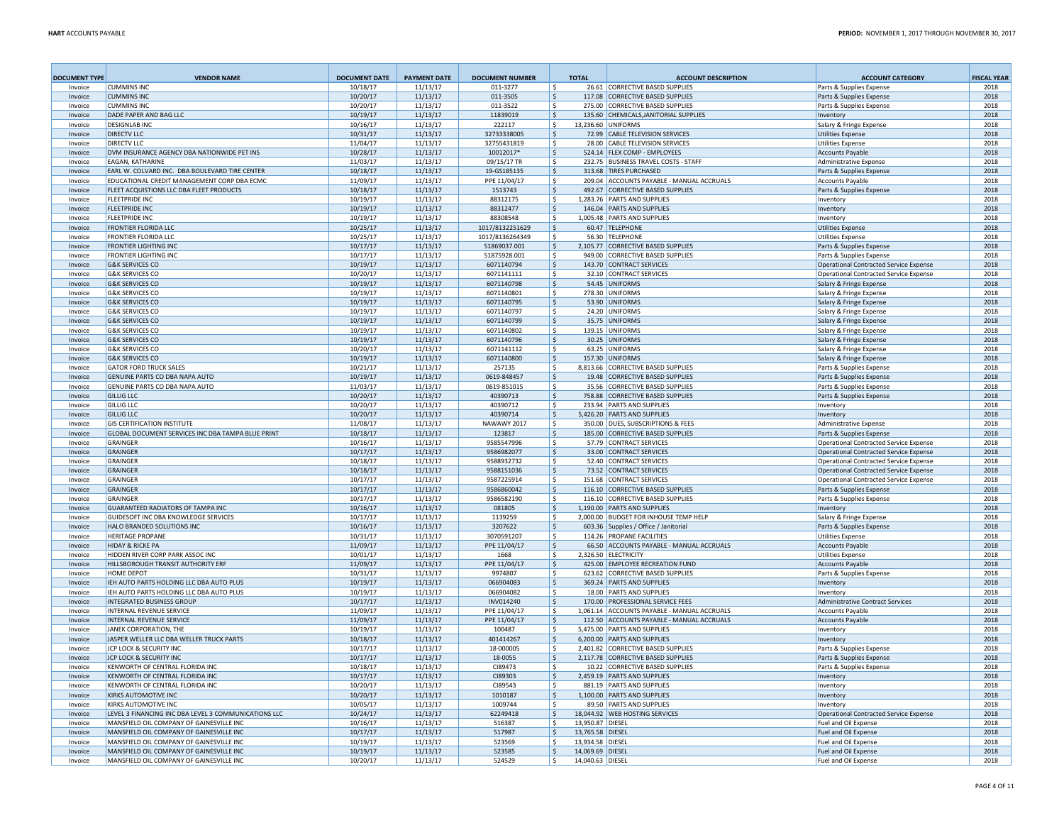| DOCUMENT TYPE | VENDOR NAME | DOCUMENT DATE | PAYMENT DATE | DOCUMENT NUMBER | TOTAL | ACCOUNT DESCRIPTION | ACCOUNT CATEGORY | FISCAL YEAR |
|---|---|---|---|---|---|---|---|---|
| Invoice | CUMMINS INC | 10/18/17 | 11/13/17 | 011-3277 | $ 26.61 | CORRECTIVE BASED SUPPLIES | Parts & Supplies Expense | 2018 |
| Invoice | CUMMINS INC | 10/20/17 | 11/13/17 | 011-3505 | $ 117.08 | CORRECTIVE BASED SUPPLIES | Parts & Supplies Expense | 2018 |
| Invoice | CUMMINS INC | 10/20/17 | 11/13/17 | 011-3522 | $ 275.00 | CORRECTIVE BASED SUPPLIES | Parts & Supplies Expense | 2018 |
| Invoice | DADE PAPER AND BAG LLC | 10/19/17 | 11/13/17 | 11839019 | $ 135.60 | CHEMICALS,JANITORIAL SUPPLIES | Inventory | 2018 |
| Invoice | DESIGNLAB INC | 10/16/17 | 11/13/17 | 222117 | $ 13,236.60 | UNIFORMS | Salary & Fringe Expense | 2018 |
| Invoice | DIRECTV LLC | 10/31/17 | 11/13/17 | 32733338005 | $ 72.99 | CABLE TELEVISION SERVICES | Utilities Expense | 2018 |
| Invoice | DIRECTV LLC | 11/04/17 | 11/13/17 | 32755431819 | $ 28.00 | CABLE TELEVISION SERVICES | Utilities Expense | 2018 |
| Invoice | DVM INSURANCE AGENCY DBA NATIONWIDE PET INS | 10/28/17 | 11/13/17 | 10012017* | $ 524.14 | FLEX COMP - EMPLOYEES | Accounts Payable | 2018 |
| Invoice | EAGAN, KATHARINE | 11/03/17 | 11/13/17 | 09/15/17 TR | $ 232.75 | BUSINESS TRAVEL COSTS - STAFF | Administrative Expense | 2018 |
| Invoice | EARL W. COLVARD INC. DBA BOULEVARD TIRE CENTER | 10/18/17 | 11/13/17 | 19-GS185135 | $ 313.68 | TIRES PURCHASED | Parts & Supplies Expense | 2018 |
| Invoice | EDUCATIONAL CREDIT MANAGEMENT CORP DBA ECMC | 11/09/17 | 11/13/17 | PPE 11/04/17 | $ 209.04 | ACCOUNTS PAYABLE - MANUAL ACCRUALS | Accounts Payable | 2018 |
| Invoice | FLEET ACQUISTIONS LLC DBA FLEET PRODUCTS | 10/18/17 | 11/13/17 | 1513743 | $ 492.67 | CORRECTIVE BASED SUPPLIES | Parts & Supplies Expense | 2018 |
| Invoice | FLEETPRIDE INC | 10/19/17 | 11/13/17 | 88312175 | $ 1,283.76 | PARTS AND SUPPLIES | Inventory | 2018 |
| Invoice | FLEETPRIDE INC | 10/19/17 | 11/13/17 | 88312477 | $ 146.04 | PARTS AND SUPPLIES | Inventory | 2018 |
| Invoice | FLEETPRIDE INC | 10/19/17 | 11/13/17 | 88308548 | $ 1,005.48 | PARTS AND SUPPLIES | Inventory | 2018 |
| Invoice | FRONTIER FLORIDA LLC | 10/25/17 | 11/13/17 | 1017/8132251629 | $ 60.47 | TELEPHONE | Utilities Expense | 2018 |
| Invoice | FRONTIER FLORIDA LLC | 10/25/17 | 11/13/17 | 1017/8136264349 | $ 56.30 | TELEPHONE | Utilities Expense | 2018 |
| Invoice | FRONTIER LIGHTING INC | 10/17/17 | 11/13/17 | S1869037.001 | $ 2,105.77 | CORRECTIVE BASED SUPPLIES | Parts & Supplies Expense | 2018 |
| Invoice | FRONTIER LIGHTING INC | 10/17/17 | 11/13/17 | S1875928.001 | $ 949.00 | CORRECTIVE BASED SUPPLIES | Parts & Supplies Expense | 2018 |
| Invoice | G&K SERVICES CO | 10/19/17 | 11/13/17 | 6071140794 | $ 143.70 | CONTRACT SERVICES | Operational Contracted Service Expense | 2018 |
| Invoice | G&K SERVICES CO | 10/20/17 | 11/13/17 | 6071141111 | $ 32.10 | CONTRACT SERVICES | Operational Contracted Service Expense | 2018 |
| Invoice | G&K SERVICES CO | 10/19/17 | 11/13/17 | 6071140798 | $ 54.45 | UNIFORMS | Salary & Fringe Expense | 2018 |
| Invoice | G&K SERVICES CO | 10/19/17 | 11/13/17 | 6071140801 | $ 278.30 | UNIFORMS | Salary & Fringe Expense | 2018 |
| Invoice | G&K SERVICES CO | 10/19/17 | 11/13/17 | 6071140795 | $ 53.90 | UNIFORMS | Salary & Fringe Expense | 2018 |
| Invoice | G&K SERVICES CO | 10/19/17 | 11/13/17 | 6071140797 | $ 24.20 | UNIFORMS | Salary & Fringe Expense | 2018 |
| Invoice | G&K SERVICES CO | 10/19/17 | 11/13/17 | 6071140799 | $ 35.75 | UNIFORMS | Salary & Fringe Expense | 2018 |
| Invoice | G&K SERVICES CO | 10/19/17 | 11/13/17 | 6071140802 | $ 139.15 | UNIFORMS | Salary & Fringe Expense | 2018 |
| Invoice | G&K SERVICES CO | 10/19/17 | 11/13/17 | 6071140796 | $ 30.25 | UNIFORMS | Salary & Fringe Expense | 2018 |
| Invoice | G&K SERVICES CO | 10/20/17 | 11/13/17 | 6071141112 | $ 63.25 | UNIFORMS | Salary & Fringe Expense | 2018 |
| Invoice | G&K SERVICES CO | 10/19/17 | 11/13/17 | 6071140800 | $ 157.30 | UNIFORMS | Salary & Fringe Expense | 2018 |
| Invoice | GATOR FORD TRUCK SALES | 10/21/17 | 11/13/17 | 257135 | $ 8,813.66 | CORRECTIVE BASED SUPPLIES | Parts & Supplies Expense | 2018 |
| Invoice | GENUINE PARTS CO DBA NAPA AUTO | 10/19/17 | 11/13/17 | 0619-848457 | $ 19.48 | CORRECTIVE BASED SUPPLIES | Parts & Supplies Expense | 2018 |
| Invoice | GENUINE PARTS CO DBA NAPA AUTO | 11/03/17 | 11/13/17 | 0619-851015 | $ 35.56 | CORRECTIVE BASED SUPPLIES | Parts & Supplies Expense | 2018 |
| Invoice | GILLIG LLC | 10/20/17 | 11/13/17 | 40390713 | $ 758.88 | CORRECTIVE BASED SUPPLIES | Parts & Supplies Expense | 2018 |
| Invoice | GILLIG LLC | 10/20/17 | 11/13/17 | 40390712 | $ 233.94 | PARTS AND SUPPLIES | Inventory | 2018 |
| Invoice | GILLIG LLC | 10/20/17 | 11/13/17 | 40390714 | $ 5,426.20 | PARTS AND SUPPLIES | Inventory | 2018 |
| Invoice | GIS CERTIFICATION INSTITUTE | 11/08/17 | 11/13/17 | NAWAWY 2017 | $ 350.00 | DUES, SUBSCRIPTIONS & FEES | Administrative Expense | 2018 |
| Invoice | GLOBAL DOCUMENT SERVICES INC DBA TAMPA BLUE PRINT | 10/18/17 | 11/13/17 | 123817 | $ 185.00 | CORRECTIVE BASED SUPPLIES | Parts & Supplies Expense | 2018 |
| Invoice | GRAINGER | 10/16/17 | 11/13/17 | 9585547996 | $ 57.79 | CONTRACT SERVICES | Operational Contracted Service Expense | 2018 |
| Invoice | GRAINGER | 10/17/17 | 11/13/17 | 9586982077 | $ 33.00 | CONTRACT SERVICES | Operational Contracted Service Expense | 2018 |
| Invoice | GRAINGER | 10/18/17 | 11/13/17 | 9588932732 | $ 52.40 | CONTRACT SERVICES | Operational Contracted Service Expense | 2018 |
| Invoice | GRAINGER | 10/18/17 | 11/13/17 | 9588151036 | $ 73.52 | CONTRACT SERVICES | Operational Contracted Service Expense | 2018 |
| Invoice | GRAINGER | 10/17/17 | 11/13/17 | 9587225914 | $ 151.68 | CONTRACT SERVICES | Operational Contracted Service Expense | 2018 |
| Invoice | GRAINGER | 10/17/17 | 11/13/17 | 9586860042 | $ 116.10 | CORRECTIVE BASED SUPPLIES | Parts & Supplies Expense | 2018 |
| Invoice | GRAINGER | 10/17/17 | 11/13/17 | 9586582190 | $ 116.10 | CORRECTIVE BASED SUPPLIES | Parts & Supplies Expense | 2018 |
| Invoice | GUARANTEED RADIATORS OF TAMPA INC | 10/16/17 | 11/13/17 | 081805 | $ 1,190.00 | PARTS AND SUPPLIES | Inventory | 2018 |
| Invoice | GUIDESOFT INC DBA KNOWLEDGE SERVICES | 10/17/17 | 11/13/17 | 1139259 | $ 2,000.00 | BUDGET FOR INHOUSE TEMP HELP | Salary & Fringe Expense | 2018 |
| Invoice | HALO BRANDED SOLUTIONS INC | 10/16/17 | 11/13/17 | 3207622 | $ 603.36 | Supplies / Office / Janitorial | Parts & Supplies Expense | 2018 |
| Invoice | HERITAGE PROPANE | 10/31/17 | 11/13/17 | 3070591207 | $ 114.26 | PROPANE FACILITIES | Utilities Expense | 2018 |
| Invoice | HIDAY & RICKE PA | 11/09/17 | 11/13/17 | PPE 11/04/17 | $ 66.50 | ACCOUNTS PAYABLE - MANUAL ACCRUALS | Accounts Payable | 2018 |
| Invoice | HIDDEN RIVER CORP PARK ASSOC INC | 10/01/17 | 11/13/17 | 1668 | $ 2,326.50 | ELECTRICITY | Utilities Expense | 2018 |
| Invoice | HILLSBOROUGH TRANSIT AUTHORITY ERF | 11/09/17 | 11/13/17 | PPE 11/04/17 | $ 425.00 | EMPLOYEE RECREATION FUND | Accounts Payable | 2018 |
| Invoice | HOME DEPOT | 10/31/17 | 11/13/17 | 9974807 | $ 623.62 | CORRECTIVE BASED SUPPLIES | Parts & Supplies Expense | 2018 |
| Invoice | IEH AUTO PARTS HOLDING LLC DBA AUTO PLUS | 10/19/17 | 11/13/17 | 066904083 | $ 369.24 | PARTS AND SUPPLIES | Inventory | 2018 |
| Invoice | IEH AUTO PARTS HOLDING LLC DBA AUTO PLUS | 10/19/17 | 11/13/17 | 066904082 | $ 18.00 | PARTS AND SUPPLIES | Inventory | 2018 |
| Invoice | INTEGRATED BUSINESS GROUP | 10/17/17 | 11/13/17 | INV014240 | $ 170.00 | PROFESSIONAL SERVICE FEES | Administrative Contract Services | 2018 |
| Invoice | INTERNAL REVENUE SERVICE | 11/09/17 | 11/13/17 | PPE 11/04/17 | $ 1,061.14 | ACCOUNTS PAYABLE - MANUAL ACCRUALS | Accounts Payable | 2018 |
| Invoice | INTERNAL REVENUE SERVICE | 11/09/17 | 11/13/17 | PPE 11/04/17 | $ 112.50 | ACCOUNTS PAYABLE - MANUAL ACCRUALS | Accounts Payable | 2018 |
| Invoice | JANEK CORPORATION, THE | 10/19/17 | 11/13/17 | 100487 | $ 5,475.00 | PARTS AND SUPPLIES | Inventory | 2018 |
| Invoice | JASPER WELLER LLC DBA WELLER TRUCK PARTS | 10/18/17 | 11/13/17 | 401414267 | $ 6,200.00 | PARTS AND SUPPLIES | Inventory | 2018 |
| Invoice | JCP LOCK & SECURITY INC | 10/17/17 | 11/13/17 | 18-000005 | $ 2,401.82 | CORRECTIVE BASED SUPPLIES | Parts & Supplies Expense | 2018 |
| Invoice | JCP LOCK & SECURITY INC | 10/17/17 | 11/13/17 | 18-0055 | $ 2,117.78 | CORRECTIVE BASED SUPPLIES | Parts & Supplies Expense | 2018 |
| Invoice | KENWORTH OF CENTRAL FLORIDA INC | 10/18/17 | 11/13/17 | CI89473 | $ 10.22 | CORRECTIVE BASED SUPPLIES | Parts & Supplies Expense | 2018 |
| Invoice | KENWORTH OF CENTRAL FLORIDA INC | 10/17/17 | 11/13/17 | CI89303 | $ 2,459.19 | PARTS AND SUPPLIES | Inventory | 2018 |
| Invoice | KENWORTH OF CENTRAL FLORIDA INC | 10/20/17 | 11/13/17 | CI89543 | $ 881.19 | PARTS AND SUPPLIES | Inventory | 2018 |
| Invoice | KIRKS AUTOMOTIVE INC | 10/20/17 | 11/13/17 | 1010187 | $ 1,100.00 | PARTS AND SUPPLIES | Inventory | 2018 |
| Invoice | KIRKS AUTOMOTIVE INC | 10/05/17 | 11/13/17 | 1009744 | $ 89.50 | PARTS AND SUPPLIES | Inventory | 2018 |
| Invoice | LEVEL 3 FINANCING INC DBA LEVEL 3 COMMUNICATIONS LLC | 10/24/17 | 11/13/17 | 62249418 | $ 18,044.92 | WEB HOSTING SERVICES | Operational Contracted Service Expense | 2018 |
| Invoice | MANSFIELD OIL COMPANY OF GAINESVILLE INC | 10/16/17 | 11/13/17 | 516387 | $ 13,950.87 | DIESEL | Fuel and Oil Expense | 2018 |
| Invoice | MANSFIELD OIL COMPANY OF GAINESVILLE INC | 10/17/17 | 11/13/17 | 517987 | $ 13,765.58 | DIESEL | Fuel and Oil Expense | 2018 |
| Invoice | MANSFIELD OIL COMPANY OF GAINESVILLE INC | 10/19/17 | 11/13/17 | 523569 | $ 13,934.58 | DIESEL | Fuel and Oil Expense | 2018 |
| Invoice | MANSFIELD OIL COMPANY OF GAINESVILLE INC | 10/19/17 | 11/13/17 | 523585 | $ 14,069.69 | DIESEL | Fuel and Oil Expense | 2018 |
| Invoice | MANSFIELD OIL COMPANY OF GAINESVILLE INC | 10/20/17 | 11/13/17 | 524529 | $ 14,040.63 | DIESEL | Fuel and Oil Expense | 2018 |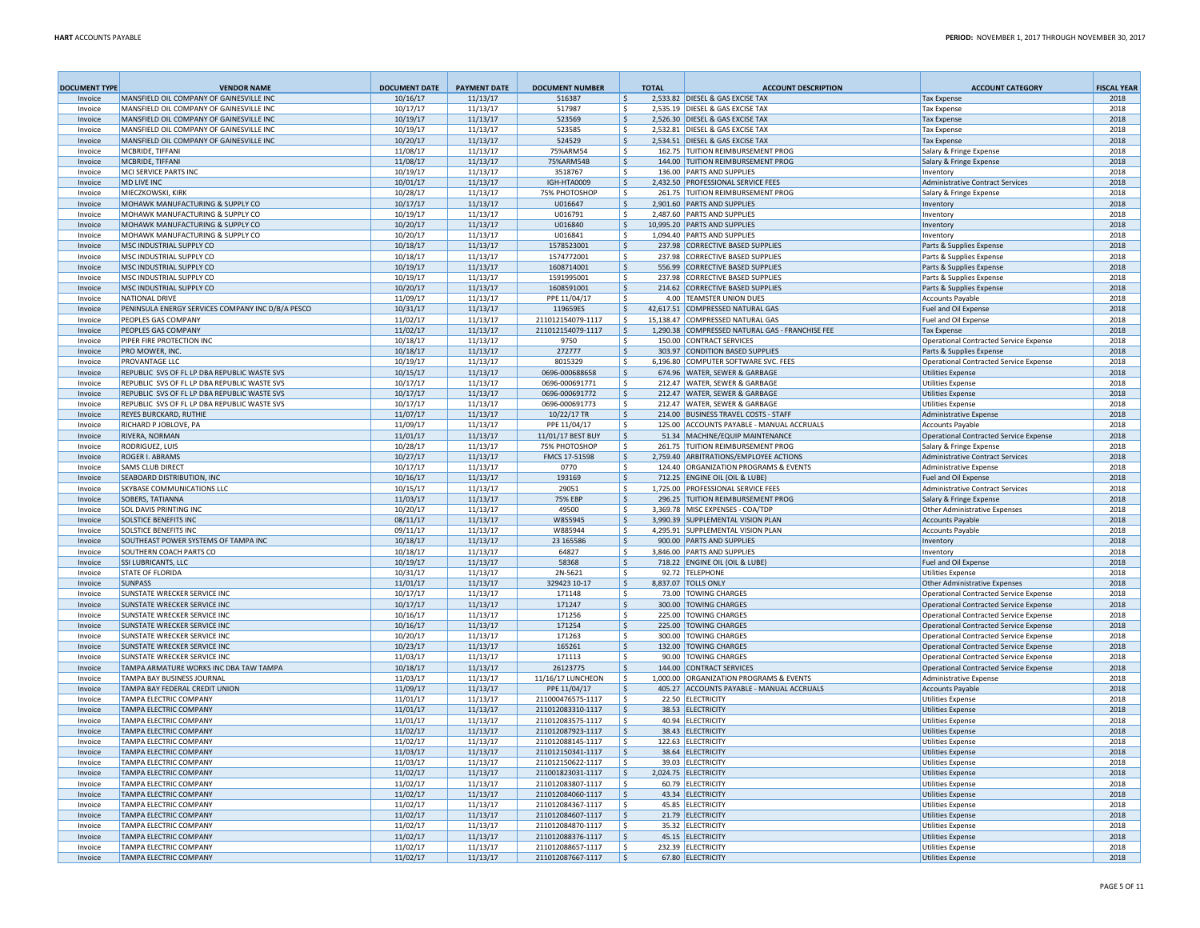| DOCUMENT TYPE | VENDOR NAME | DOCUMENT DATE | PAYMENT DATE | DOCUMENT NUMBER | TOTAL | ACCOUNT DESCRIPTION | ACCOUNT CATEGORY | FISCAL YEAR |
|---|---|---|---|---|---|---|---|---|
| Invoice | MANSFIELD OIL COMPANY OF GAINESVILLE INC | 10/16/17 | 11/13/17 | 516387 | $ 2,533.82 | DIESEL & GAS EXCISE TAX | Tax Expense | 2018 |
| Invoice | MANSFIELD OIL COMPANY OF GAINESVILLE INC | 10/17/17 | 11/13/17 | 517987 | $ 2,535.19 | DIESEL & GAS EXCISE TAX | Tax Expense | 2018 |
| Invoice | MANSFIELD OIL COMPANY OF GAINESVILLE INC | 10/19/17 | 11/13/17 | 523569 | $ 2,526.30 | DIESEL & GAS EXCISE TAX | Tax Expense | 2018 |
| Invoice | MANSFIELD OIL COMPANY OF GAINESVILLE INC | 10/19/17 | 11/13/17 | 523585 | $ 2,532.81 | DIESEL & GAS EXCISE TAX | Tax Expense | 2018 |
| Invoice | MANSFIELD OIL COMPANY OF GAINESVILLE INC | 10/20/17 | 11/13/17 | 524529 | $ 2,534.51 | DIESEL & GAS EXCISE TAX | Tax Expense | 2018 |
| Invoice | MCBRIDE, TIFFANI | 11/08/17 | 11/13/17 | 75%ARM54 | $ 162.75 | TUITION REIMBURSEMENT PROG | Salary & Fringe Expense | 2018 |
| Invoice | MCBRIDE, TIFFANI | 11/08/17 | 11/13/17 | 75%ARM54B | $ 144.00 | TUITION REIMBURSEMENT PROG | Salary & Fringe Expense | 2018 |
| Invoice | MCI SERVICE PARTS INC | 10/19/17 | 11/13/17 | 3518767 | $ 136.00 | PARTS AND SUPPLIES | Inventory | 2018 |
| Invoice | MD LIVE INC | 10/01/17 | 11/13/17 | IGH-HTA0009 | $ 2,432.50 | PROFESSIONAL SERVICE FEES | Administrative Contract Services | 2018 |
| Invoice | MIECZKOWSKI, KIRK | 10/28/17 | 11/13/17 | 75% PHOTOSHOP | $ 261.75 | TUITION REIMBURSEMENT PROG | Salary & Fringe Expense | 2018 |
| Invoice | MOHAWK MANUFACTURING & SUPPLY CO | 10/17/17 | 11/13/17 | U016647 | $ 2,901.60 | PARTS AND SUPPLIES | Inventory | 2018 |
| Invoice | MOHAWK MANUFACTURING & SUPPLY CO | 10/19/17 | 11/13/17 | U016791 | $ 2,487.60 | PARTS AND SUPPLIES | Inventory | 2018 |
| Invoice | MOHAWK MANUFACTURING & SUPPLY CO | 10/20/17 | 11/13/17 | U016840 | $ 10,995.20 | PARTS AND SUPPLIES | Inventory | 2018 |
| Invoice | MOHAWK MANUFACTURING & SUPPLY CO | 10/20/17 | 11/13/17 | U016841 | $ 1,094.40 | PARTS AND SUPPLIES | Inventory | 2018 |
| Invoice | MSC INDUSTRIAL SUPPLY CO | 10/18/17 | 11/13/17 | 1578523001 | $ 237.98 | CORRECTIVE BASED SUPPLIES | Parts & Supplies Expense | 2018 |
| Invoice | MSC INDUSTRIAL SUPPLY CO | 10/18/17 | 11/13/17 | 1574772001 | $ 237.98 | CORRECTIVE BASED SUPPLIES | Parts & Supplies Expense | 2018 |
| Invoice | MSC INDUSTRIAL SUPPLY CO | 10/19/17 | 11/13/17 | 1608714001 | $ 556.99 | CORRECTIVE BASED SUPPLIES | Parts & Supplies Expense | 2018 |
| Invoice | MSC INDUSTRIAL SUPPLY CO | 10/19/17 | 11/13/17 | 1591995001 | $ 237.98 | CORRECTIVE BASED SUPPLIES | Parts & Supplies Expense | 2018 |
| Invoice | MSC INDUSTRIAL SUPPLY CO | 10/20/17 | 11/13/17 | 1608591001 | $ 214.62 | CORRECTIVE BASED SUPPLIES | Parts & Supplies Expense | 2018 |
| Invoice | NATIONAL DRIVE | 11/09/17 | 11/13/17 | PPE 11/04/17 | $ 4.00 | TEAMSTER UNION DUES | Accounts Payable | 2018 |
| Invoice | PENINSULA ENERGY SERVICES COMPANY INC D/B/A PESCO | 10/31/17 | 11/13/17 | 119659ES | $ 42,617.51 | COMPRESSED NATURAL GAS | Fuel and Oil Expense | 2018 |
| Invoice | PEOPLES GAS COMPANY | 11/02/17 | 11/13/17 | 211012154079-1117 | $ 15,138.47 | COMPRESSED NATURAL GAS | Fuel and Oil Expense | 2018 |
| Invoice | PEOPLES GAS COMPANY | 11/02/17 | 11/13/17 | 211012154079-1117 | $ 1,290.38 | COMPRESSED NATURAL GAS - FRANCHISE FEE | Tax Expense | 2018 |
| Invoice | PIPER FIRE PROTECTION INC | 10/18/17 | 11/13/17 | 9750 | $ 150.00 | CONTRACT SERVICES | Operational Contracted Service Expense | 2018 |
| Invoice | PRO MOWER, INC. | 10/18/17 | 11/13/17 | 272777 | $ 303.97 | CONDITION BASED SUPPLIES | Parts & Supplies Expense | 2018 |
| Invoice | PROVANTAGE LLC | 10/19/17 | 11/13/17 | 8015329 | $ 6,196.80 | COMPUTER SOFTWARE SVC. FEES | Operational Contracted Service Expense | 2018 |
| Invoice | REPUBLIC SVS OF FL LP DBA REPUBLIC WASTE SVS | 10/15/17 | 11/13/17 | 0696-000688658 | $ 674.96 | WATER, SEWER & GARBAGE | Utilities Expense | 2018 |
| Invoice | REPUBLIC SVS OF FL LP DBA REPUBLIC WASTE SVS | 10/17/17 | 11/13/17 | 0696-000691771 | $ 212.47 | WATER, SEWER & GARBAGE | Utilities Expense | 2018 |
| Invoice | REPUBLIC SVS OF FL LP DBA REPUBLIC WASTE SVS | 10/17/17 | 11/13/17 | 0696-000691772 | $ 212.47 | WATER, SEWER & GARBAGE | Utilities Expense | 2018 |
| Invoice | REPUBLIC SVS OF FL LP DBA REPUBLIC WASTE SVS | 10/17/17 | 11/13/17 | 0696-000691773 | $ 212.47 | WATER, SEWER & GARBAGE | Utilities Expense | 2018 |
| Invoice | REYES BURCKARD, RUTHIE | 11/07/17 | 11/13/17 | 10/22/17 TR | $ 214.00 | BUSINESS TRAVEL COSTS - STAFF | Administrative Expense | 2018 |
| Invoice | RICHARD P JOBLOVE, PA | 11/09/17 | 11/13/17 | PPE 11/04/17 | $ 125.00 | ACCOUNTS PAYABLE - MANUAL ACCRUALS | Accounts Payable | 2018 |
| Invoice | RIVERA, NORMAN | 11/01/17 | 11/13/17 | 11/01/17 BEST BUY | $ 51.34 | MACHINE/EQUIP MAINTENANCE | Operational Contracted Service Expense | 2018 |
| Invoice | RODRIGUEZ, LUIS | 10/28/17 | 11/13/17 | 75% PHOTOSHOP | $ 261.75 | TUITION REIMBURSEMENT PROG | Salary & Fringe Expense | 2018 |
| Invoice | ROGER I. ABRAMS | 10/27/17 | 11/13/17 | FMCS 17-51598 | $ 2,759.40 | ARBITRATIONS/EMPLOYEE ACTIONS | Administrative Contract Services | 2018 |
| Invoice | SAMS CLUB DIRECT | 10/17/17 | 11/13/17 | 0770 | $ 124.40 | ORGANIZATION PROGRAMS & EVENTS | Administrative Expense | 2018 |
| Invoice | SEABOARD DISTRIBUTION, INC | 10/16/17 | 11/13/17 | 193169 | $ 712.25 | ENGINE OIL (OIL & LUBE) | Fuel and Oil Expense | 2018 |
| Invoice | SKYBASE COMMUNICATIONS LLC | 10/15/17 | 11/13/17 | 29051 | $ 1,725.00 | PROFESSIONAL SERVICE FEES | Administrative Contract Services | 2018 |
| Invoice | SOBERS, TATIANNA | 11/03/17 | 11/13/17 | 75% EBP | $ 296.25 | TUITION REIMBURSEMENT PROG | Salary & Fringe Expense | 2018 |
| Invoice | SOL DAVIS PRINTING INC | 10/20/17 | 11/13/17 | 49500 | $ 3,369.78 | MISC EXPENSES - COA/TDP | Other Administrative Expenses | 2018 |
| Invoice | SOLSTICE BENEFITS INC | 08/11/17 | 11/13/17 | W855945 | $ 3,990.39 | SUPPLEMENTAL VISION PLAN | Accounts Payable | 2018 |
| Invoice | SOLSTICE BENEFITS INC | 09/11/17 | 11/13/17 | W885944 | $ 4,295.91 | SUPPLEMENTAL VISION PLAN | Accounts Payable | 2018 |
| Invoice | SOUTHEAST POWER SYSTEMS OF TAMPA INC | 10/18/17 | 11/13/17 | 23 165586 | $ 900.00 | PARTS AND SUPPLIES | Inventory | 2018 |
| Invoice | SOUTHERN COACH PARTS CO | 10/18/17 | 11/13/17 | 64827 | $ 3,846.00 | PARTS AND SUPPLIES | Inventory | 2018 |
| Invoice | SSI LUBRICANTS, LLC | 10/19/17 | 11/13/17 | 58368 | $ 718.22 | ENGINE OIL (OIL & LUBE) | Fuel and Oil Expense | 2018 |
| Invoice | STATE OF FLORIDA | 10/31/17 | 11/13/17 | 2N-5621 | $ 92.72 | TELEPHONE | Utilities Expense | 2018 |
| Invoice | SUNPASS | 11/01/17 | 11/13/17 | 329423 10-17 | $ 8,837.07 | TOLLS ONLY | Other Administrative Expenses | 2018 |
| Invoice | SUNSTATE WRECKER SERVICE INC | 10/17/17 | 11/13/17 | 171148 | $ 73.00 | TOWING CHARGES | Operational Contracted Service Expense | 2018 |
| Invoice | SUNSTATE WRECKER SERVICE INC | 10/17/17 | 11/13/17 | 171247 | $ 300.00 | TOWING CHARGES | Operational Contracted Service Expense | 2018 |
| Invoice | SUNSTATE WRECKER SERVICE INC | 10/16/17 | 11/13/17 | 171256 | $ 225.00 | TOWING CHARGES | Operational Contracted Service Expense | 2018 |
| Invoice | SUNSTATE WRECKER SERVICE INC | 10/16/17 | 11/13/17 | 171254 | $ 225.00 | TOWING CHARGES | Operational Contracted Service Expense | 2018 |
| Invoice | SUNSTATE WRECKER SERVICE INC | 10/20/17 | 11/13/17 | 171263 | $ 300.00 | TOWING CHARGES | Operational Contracted Service Expense | 2018 |
| Invoice | SUNSTATE WRECKER SERVICE INC | 10/23/17 | 11/13/17 | 165261 | $ 132.00 | TOWING CHARGES | Operational Contracted Service Expense | 2018 |
| Invoice | SUNSTATE WRECKER SERVICE INC | 11/03/17 | 11/13/17 | 171113 | $ 90.00 | TOWING CHARGES | Operational Contracted Service Expense | 2018 |
| Invoice | TAMPA ARMATURE WORKS INC DBA TAW TAMPA | 10/18/17 | 11/13/17 | 26123775 | $ 144.00 | CONTRACT SERVICES | Operational Contracted Service Expense | 2018 |
| Invoice | TAMPA BAY BUSINESS JOURNAL | 11/03/17 | 11/13/17 | 11/16/17 LUNCHEON | $ 1,000.00 | ORGANIZATION PROGRAMS & EVENTS | Administrative Expense | 2018 |
| Invoice | TAMPA BAY FEDERAL CREDIT UNION | 11/09/17 | 11/13/17 | PPE 11/04/17 | $ 405.27 | ACCOUNTS PAYABLE - MANUAL ACCRUALS | Accounts Payable | 2018 |
| Invoice | TAMPA ELECTRIC COMPANY | 11/01/17 | 11/13/17 | 211000476575-1117 | $ 22.50 | ELECTRICITY | Utilities Expense | 2018 |
| Invoice | TAMPA ELECTRIC COMPANY | 11/01/17 | 11/13/17 | 211012083310-1117 | $ 38.53 | ELECTRICITY | Utilities Expense | 2018 |
| Invoice | TAMPA ELECTRIC COMPANY | 11/01/17 | 11/13/17 | 211012083575-1117 | $ 40.94 | ELECTRICITY | Utilities Expense | 2018 |
| Invoice | TAMPA ELECTRIC COMPANY | 11/02/17 | 11/13/17 | 211012087923-1117 | $ 38.43 | ELECTRICITY | Utilities Expense | 2018 |
| Invoice | TAMPA ELECTRIC COMPANY | 11/02/17 | 11/13/17 | 211012088145-1117 | $ 122.63 | ELECTRICITY | Utilities Expense | 2018 |
| Invoice | TAMPA ELECTRIC COMPANY | 11/03/17 | 11/13/17 | 211012150341-1117 | $ 38.64 | ELECTRICITY | Utilities Expense | 2018 |
| Invoice | TAMPA ELECTRIC COMPANY | 11/03/17 | 11/13/17 | 211012150622-1117 | $ 39.03 | ELECTRICITY | Utilities Expense | 2018 |
| Invoice | TAMPA ELECTRIC COMPANY | 11/02/17 | 11/13/17 | 211001823031-1117 | $ 2,024.75 | ELECTRICITY | Utilities Expense | 2018 |
| Invoice | TAMPA ELECTRIC COMPANY | 11/02/17 | 11/13/17 | 211012083807-1117 | $ 60.79 | ELECTRICITY | Utilities Expense | 2018 |
| Invoice | TAMPA ELECTRIC COMPANY | 11/02/17 | 11/13/17 | 211012084060-1117 | $ 43.34 | ELECTRICITY | Utilities Expense | 2018 |
| Invoice | TAMPA ELECTRIC COMPANY | 11/02/17 | 11/13/17 | 211012084367-1117 | $ 45.85 | ELECTRICITY | Utilities Expense | 2018 |
| Invoice | TAMPA ELECTRIC COMPANY | 11/02/17 | 11/13/17 | 211012084607-1117 | $ 21.79 | ELECTRICITY | Utilities Expense | 2018 |
| Invoice | TAMPA ELECTRIC COMPANY | 11/02/17 | 11/13/17 | 211012084870-1117 | $ 35.32 | ELECTRICITY | Utilities Expense | 2018 |
| Invoice | TAMPA ELECTRIC COMPANY | 11/02/17 | 11/13/17 | 211012088376-1117 | $ 45.15 | ELECTRICITY | Utilities Expense | 2018 |
| Invoice | TAMPA ELECTRIC COMPANY | 11/02/17 | 11/13/17 | 211012088657-1117 | $ 232.39 | ELECTRICITY | Utilities Expense | 2018 |
| Invoice | TAMPA ELECTRIC COMPANY | 11/02/17 | 11/13/17 | 211012087667-1117 | $ 67.80 | ELECTRICITY | Utilities Expense | 2018 |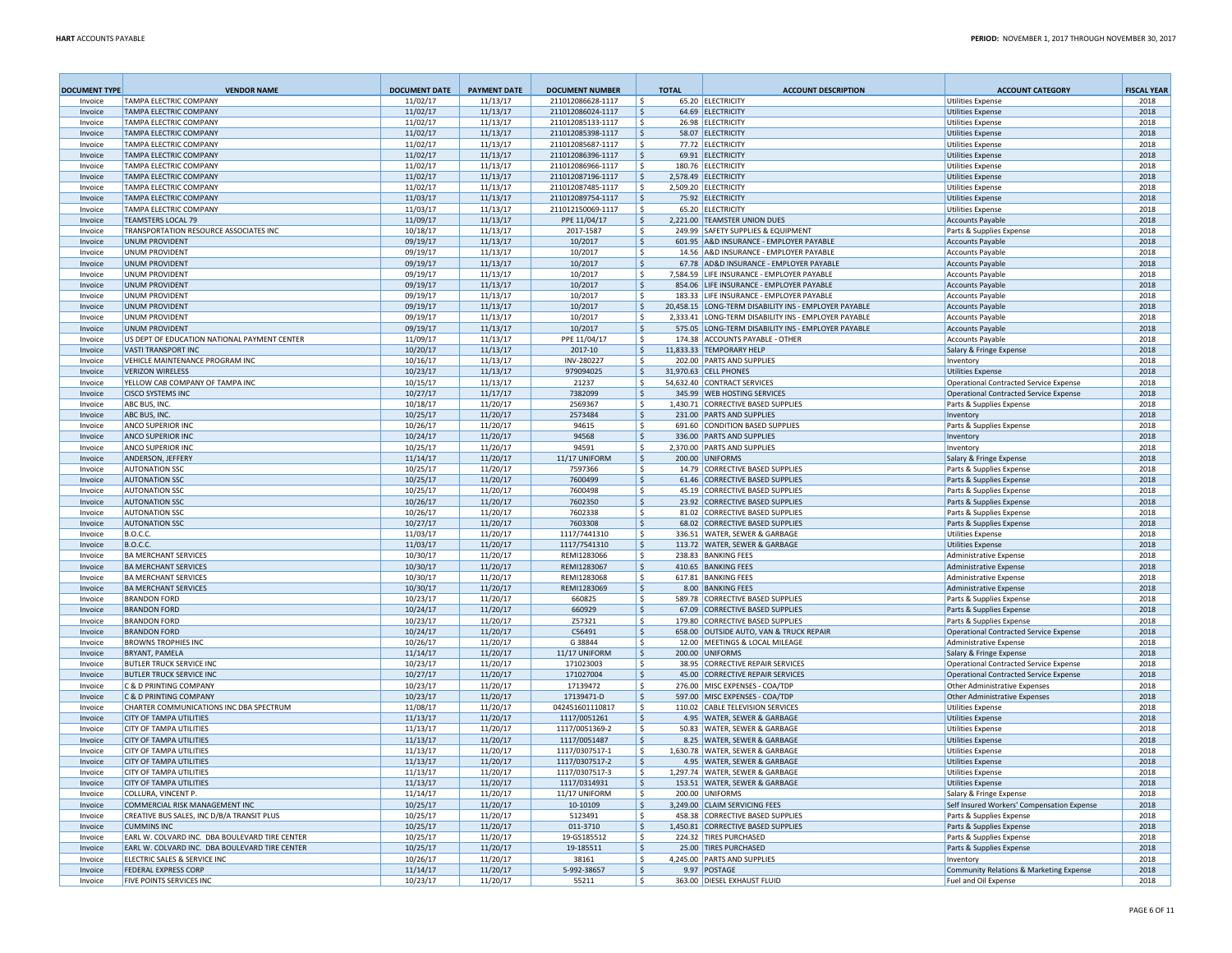| DOCUMENT TYPE | VENDOR NAME | DOCUMENT DATE | PAYMENT DATE | DOCUMENT NUMBER | TOTAL | ACCOUNT DESCRIPTION | ACCOUNT CATEGORY | FISCAL YEAR |
|---|---|---|---|---|---|---|---|---|
| Invoice | TAMPA ELECTRIC COMPANY | 11/02/17 | 11/13/17 | 211012086628-1117 | $ 65.20 | ELECTRICITY | Utilities Expense | 2018 |
| Invoice | TAMPA ELECTRIC COMPANY | 11/02/17 | 11/13/17 | 211012086024-1117 | $ 64.69 | ELECTRICITY | Utilities Expense | 2018 |
| Invoice | TAMPA ELECTRIC COMPANY | 11/02/17 | 11/13/17 | 211012085133-1117 | $ 26.98 | ELECTRICITY | Utilities Expense | 2018 |
| Invoice | TAMPA ELECTRIC COMPANY | 11/02/17 | 11/13/17 | 211012085398-1117 | $ 58.07 | ELECTRICITY | Utilities Expense | 2018 |
| Invoice | TAMPA ELECTRIC COMPANY | 11/02/17 | 11/13/17 | 211012085687-1117 | $ 77.72 | ELECTRICITY | Utilities Expense | 2018 |
| Invoice | TAMPA ELECTRIC COMPANY | 11/02/17 | 11/13/17 | 211012086396-1117 | $ 69.91 | ELECTRICITY | Utilities Expense | 2018 |
| Invoice | TAMPA ELECTRIC COMPANY | 11/02/17 | 11/13/17 | 211012086966-1117 | $ 180.76 | ELECTRICITY | Utilities Expense | 2018 |
| Invoice | TAMPA ELECTRIC COMPANY | 11/02/17 | 11/13/17 | 211012087196-1117 | $ 2,578.49 | ELECTRICITY | Utilities Expense | 2018 |
| Invoice | TAMPA ELECTRIC COMPANY | 11/02/17 | 11/13/17 | 211012087485-1117 | $ 2,509.20 | ELECTRICITY | Utilities Expense | 2018 |
| Invoice | TAMPA ELECTRIC COMPANY | 11/03/17 | 11/13/17 | 211012089754-1117 | $ 75.92 | ELECTRICITY | Utilities Expense | 2018 |
| Invoice | TAMPA ELECTRIC COMPANY | 11/03/17 | 11/13/17 | 211012150069-1117 | $ 65.20 | ELECTRICITY | Utilities Expense | 2018 |
| Invoice | TEAMSTERS LOCAL 79 | 11/09/17 | 11/13/17 | PPE 11/04/17 | $ 2,221.00 | TEAMSTER UNION DUES | Accounts Payable | 2018 |
| Invoice | TRANSPORTATION RESOURCE ASSOCIATES INC | 10/18/17 | 11/13/17 | 2017-1587 | $ 249.99 | SAFETY SUPPLIES & EQUIPMENT | Parts & Supplies Expense | 2018 |
| Invoice | UNUM PROVIDENT | 09/19/17 | 11/13/17 | 10/2017 | $ 601.95 | A&D INSURANCE - EMPLOYER PAYABLE | Accounts Payable | 2018 |
| Invoice | UNUM PROVIDENT | 09/19/17 | 11/13/17 | 10/2017 | $ 14.56 | A&D INSURANCE - EMPLOYER PAYABLE | Accounts Payable | 2018 |
| Invoice | UNUM PROVIDENT | 09/19/17 | 11/13/17 | 10/2017 | $ 67.78 | AD&D INSURANCE - EMPLOYER PAYABLE | Accounts Payable | 2018 |
| Invoice | UNUM PROVIDENT | 09/19/17 | 11/13/17 | 10/2017 | $ 7,584.59 | LIFE INSURANCE - EMPLOYER PAYABLE | Accounts Payable | 2018 |
| Invoice | UNUM PROVIDENT | 09/19/17 | 11/13/17 | 10/2017 | $ 854.06 | LIFE INSURANCE - EMPLOYER PAYABLE | Accounts Payable | 2018 |
| Invoice | UNUM PROVIDENT | 09/19/17 | 11/13/17 | 10/2017 | $ 183.33 | LIFE INSURANCE - EMPLOYER PAYABLE | Accounts Payable | 2018 |
| Invoice | UNUM PROVIDENT | 09/19/17 | 11/13/17 | 10/2017 | $ 20,458.15 | LONG-TERM DISABILITY INS - EMPLOYER PAYABLE | Accounts Payable | 2018 |
| Invoice | UNUM PROVIDENT | 09/19/17 | 11/13/17 | 10/2017 | $ 2,333.41 | LONG-TERM DISABILITY INS - EMPLOYER PAYABLE | Accounts Payable | 2018 |
| Invoice | UNUM PROVIDENT | 09/19/17 | 11/13/17 | 10/2017 | $ 575.05 | LONG-TERM DISABILITY INS - EMPLOYER PAYABLE | Accounts Payable | 2018 |
| Invoice | US DEPT OF EDUCATION NATIONAL PAYMENT CENTER | 11/09/17 | 11/13/17 | PPE 11/04/17 | $ 174.38 | ACCOUNTS PAYABLE - OTHER | Accounts Payable | 2018 |
| Invoice | VASTI TRANSPORT INC | 10/20/17 | 11/13/17 | 2017-10 | $ 11,833.33 | TEMPORARY HELP | Salary & Fringe Expense | 2018 |
| Invoice | VEHICLE MAINTENANCE PROGRAM INC | 10/16/17 | 11/13/17 | INV-280227 | $ 202.00 | PARTS AND SUPPLIES | Inventory | 2018 |
| Invoice | VERIZON WIRELESS | 10/23/17 | 11/13/17 | 979094025 | $ 31,970.63 | CELL PHONES | Utilities Expense | 2018 |
| Invoice | YELLOW CAB COMPANY OF TAMPA INC | 10/15/17 | 11/13/17 | 21237 | $ 54,632.40 | CONTRACT SERVICES | Operational Contracted Service Expense | 2018 |
| Invoice | CISCO SYSTEMS INC | 10/27/17 | 11/17/17 | 7382099 | $ 345.99 | WEB HOSTING SERVICES | Operational Contracted Service Expense | 2018 |
| Invoice | ABC BUS, INC. | 10/18/17 | 11/20/17 | 2569367 | $ 1,430.71 | CORRECTIVE BASED SUPPLIES | Parts & Supplies Expense | 2018 |
| Invoice | ABC BUS, INC. | 10/25/17 | 11/20/17 | 2573484 | $ 231.00 | PARTS AND SUPPLIES | Inventory | 2018 |
| Invoice | ANCO SUPERIOR INC | 10/26/17 | 11/20/17 | 94615 | $ 691.60 | CONDITION BASED SUPPLIES | Parts & Supplies Expense | 2018 |
| Invoice | ANCO SUPERIOR INC | 10/24/17 | 11/20/17 | 94568 | $ 336.00 | PARTS AND SUPPLIES | Inventory | 2018 |
| Invoice | ANCO SUPERIOR INC | 10/25/17 | 11/20/17 | 94591 | $ 2,370.00 | PARTS AND SUPPLIES | Inventory | 2018 |
| Invoice | ANDERSON, JEFFERY | 11/14/17 | 11/20/17 | 11/17 UNIFORM | $ 200.00 | UNIFORMS | Salary & Fringe Expense | 2018 |
| Invoice | AUTONATION SSC | 10/25/17 | 11/20/17 | 7597366 | $ 14.79 | CORRECTIVE BASED SUPPLIES | Parts & Supplies Expense | 2018 |
| Invoice | AUTONATION SSC | 10/25/17 | 11/20/17 | 7600499 | $ 61.46 | CORRECTIVE BASED SUPPLIES | Parts & Supplies Expense | 2018 |
| Invoice | AUTONATION SSC | 10/25/17 | 11/20/17 | 7600498 | $ 45.19 | CORRECTIVE BASED SUPPLIES | Parts & Supplies Expense | 2018 |
| Invoice | AUTONATION SSC | 10/26/17 | 11/20/17 | 7602350 | $ 23.92 | CORRECTIVE BASED SUPPLIES | Parts & Supplies Expense | 2018 |
| Invoice | AUTONATION SSC | 10/26/17 | 11/20/17 | 7602338 | $ 81.02 | CORRECTIVE BASED SUPPLIES | Parts & Supplies Expense | 2018 |
| Invoice | AUTONATION SSC | 10/27/17 | 11/20/17 | 7603308 | $ 68.02 | CORRECTIVE BASED SUPPLIES | Parts & Supplies Expense | 2018 |
| Invoice | B.O.C.C. | 11/03/17 | 11/20/17 | 1117/7441310 | $ 336.51 | WATER, SEWER & GARBAGE | Utilities Expense | 2018 |
| Invoice | B.O.C.C. | 11/03/17 | 11/20/17 | 1117/7541310 | $ 113.72 | WATER, SEWER & GARBAGE | Utilities Expense | 2018 |
| Invoice | BA MERCHANT SERVICES | 10/30/17 | 11/20/17 | REMI1283066 | $ 238.83 | BANKING FEES | Administrative Expense | 2018 |
| Invoice | BA MERCHANT SERVICES | 10/30/17 | 11/20/17 | REMI1283067 | $ 410.65 | BANKING FEES | Administrative Expense | 2018 |
| Invoice | BA MERCHANT SERVICES | 10/30/17 | 11/20/17 | REMI1283068 | $ 617.81 | BANKING FEES | Administrative Expense | 2018 |
| Invoice | BA MERCHANT SERVICES | 10/30/17 | 11/20/17 | REMI1283069 | $ 8.00 | BANKING FEES | Administrative Expense | 2018 |
| Invoice | BRANDON FORD | 10/23/17 | 11/20/17 | 660825 | $ 589.78 | CORRECTIVE BASED SUPPLIES | Parts & Supplies Expense | 2018 |
| Invoice | BRANDON FORD | 10/24/17 | 11/20/17 | 660929 | $ 67.09 | CORRECTIVE BASED SUPPLIES | Parts & Supplies Expense | 2018 |
| Invoice | BRANDON FORD | 10/23/17 | 11/20/17 | Z57321 | $ 179.80 | CORRECTIVE BASED SUPPLIES | Parts & Supplies Expense | 2018 |
| Invoice | BRANDON FORD | 10/24/17 | 11/20/17 | C56491 | $ 658.00 | OUTSIDE AUTO, VAN & TRUCK REPAIR | Operational Contracted Service Expense | 2018 |
| Invoice | BROWNS TROPHIES INC | 10/26/17 | 11/20/17 | G 38844 | $ 12.00 | MEETINGS & LOCAL MILEAGE | Administrative Expense | 2018 |
| Invoice | BRYANT, PAMELA | 11/14/17 | 11/20/17 | 11/17 UNIFORM | $ 200.00 | UNIFORMS | Salary & Fringe Expense | 2018 |
| Invoice | BUTLER TRUCK SERVICE INC | 10/23/17 | 11/20/17 | 171023003 | $ 38.95 | CORRECTIVE REPAIR SERVICES | Operational Contracted Service Expense | 2018 |
| Invoice | BUTLER TRUCK SERVICE INC | 10/27/17 | 11/20/17 | 171027004 | $ 45.00 | CORRECTIVE REPAIR SERVICES | Operational Contracted Service Expense | 2018 |
| Invoice | C & D PRINTING COMPANY | 10/23/17 | 11/20/17 | 17139472 | $ 276.00 | MISC EXPENSES - COA/TDP | Other Administrative Expenses | 2018 |
| Invoice | C & D PRINTING COMPANY | 10/23/17 | 11/20/17 | 17139471-D | $ 597.00 | MISC EXPENSES - COA/TDP | Other Administrative Expenses | 2018 |
| Invoice | CHARTER COMMUNICATIONS INC DBA SPECTRUM | 11/08/17 | 11/20/17 | 042451601110817 | $ 110.02 | CABLE TELEVISION SERVICES | Utilities Expense | 2018 |
| Invoice | CITY OF TAMPA UTILITIES | 11/13/17 | 11/20/17 | 1117/0051261 | $ 4.95 | WATER, SEWER & GARBAGE | Utilities Expense | 2018 |
| Invoice | CITY OF TAMPA UTILITIES | 11/13/17 | 11/20/17 | 1117/0051369-2 | $ 50.83 | WATER, SEWER & GARBAGE | Utilities Expense | 2018 |
| Invoice | CITY OF TAMPA UTILITIES | 11/13/17 | 11/20/17 | 1117/0051487 | $ 8.25 | WATER, SEWER & GARBAGE | Utilities Expense | 2018 |
| Invoice | CITY OF TAMPA UTILITIES | 11/13/17 | 11/20/17 | 1117/0307517-1 | $ 1,630.78 | WATER, SEWER & GARBAGE | Utilities Expense | 2018 |
| Invoice | CITY OF TAMPA UTILITIES | 11/13/17 | 11/20/17 | 1117/0307517-2 | $ 4.95 | WATER, SEWER & GARBAGE | Utilities Expense | 2018 |
| Invoice | CITY OF TAMPA UTILITIES | 11/13/17 | 11/20/17 | 1117/0307517-3 | $ 1,297.74 | WATER, SEWER & GARBAGE | Utilities Expense | 2018 |
| Invoice | CITY OF TAMPA UTILITIES | 11/13/17 | 11/20/17 | 1117/0314931 | $ 153.51 | WATER, SEWER & GARBAGE | Utilities Expense | 2018 |
| Invoice | COLLURA, VINCENT P. | 11/14/17 | 11/20/17 | 11/17 UNIFORM | $ 200.00 | UNIFORMS | Salary & Fringe Expense | 2018 |
| Invoice | COMMERCIAL RISK MANAGEMENT INC | 10/25/17 | 11/20/17 | 10-10109 | $ 3,249.00 | CLAIM SERVICING FEES | Self Insured Workers' Compensation Expense | 2018 |
| Invoice | CREATIVE BUS SALES, INC D/B/A TRANSIT PLUS | 10/25/17 | 11/20/17 | 5123491 | $ 458.38 | CORRECTIVE BASED SUPPLIES | Parts & Supplies Expense | 2018 |
| Invoice | CUMMINS INC | 10/25/17 | 11/20/17 | 011-3710 | $ 1,450.81 | CORRECTIVE BASED SUPPLIES | Parts & Supplies Expense | 2018 |
| Invoice | EARL W. COLVARD INC. DBA BOULEVARD TIRE CENTER | 10/25/17 | 11/20/17 | 19-GS185512 | $ 224.32 | TIRES PURCHASED | Parts & Supplies Expense | 2018 |
| Invoice | EARL W. COLVARD INC. DBA BOULEVARD TIRE CENTER | 10/25/17 | 11/20/17 | 19-185511 | $ 25.00 | TIRES PURCHASED | Parts & Supplies Expense | 2018 |
| Invoice | ELECTRIC SALES & SERVICE INC | 10/26/17 | 11/20/17 | 38161 | $ 4,245.00 | PARTS AND SUPPLIES | Inventory | 2018 |
| Invoice | FEDERAL EXPRESS CORP | 11/14/17 | 11/20/17 | 5-992-38657 | $ 9.97 | POSTAGE | Community Relations & Marketing Expense | 2018 |
| Invoice | FIVE POINTS SERVICES INC | 10/23/17 | 11/20/17 | 55211 | $ 363.00 | DIESEL EXHAUST FLUID | Fuel and Oil Expense | 2018 |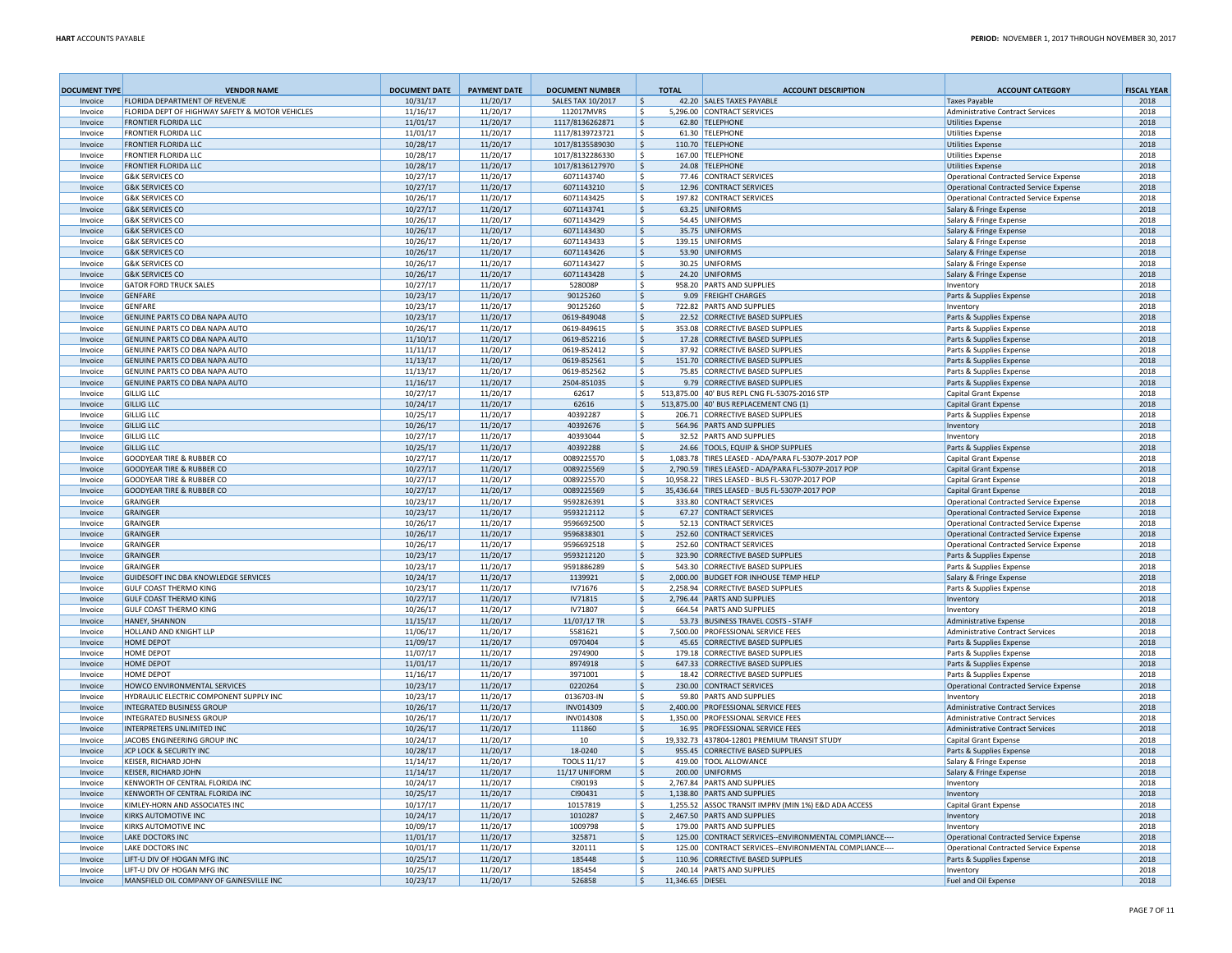| DOCUMENT TYPE | VENDOR NAME | DOCUMENT DATE | PAYMENT DATE | DOCUMENT NUMBER | TOTAL | ACCOUNT DESCRIPTION | ACCOUNT CATEGORY | FISCAL YEAR |
|---|---|---|---|---|---|---|---|---|
| Invoice | FLORIDA DEPARTMENT OF REVENUE | 10/31/17 | 11/20/17 | SALES TAX 10/2017 | $ 42.20 | SALES TAXES PAYABLE | Taxes Payable | 2018 |
| Invoice | FLORIDA DEPT OF HIGHWAY SAFETY & MOTOR VEHICLES | 11/16/17 | 11/20/17 | 112017MVRS | $ 5,296.00 | CONTRACT SERVICES | Administrative Contract Services | 2018 |
| Invoice | FRONTIER FLORIDA LLC | 11/01/17 | 11/20/17 | 1117/8136262871 | $ 62.80 | TELEPHONE | Utilities Expense | 2018 |
| Invoice | FRONTIER FLORIDA LLC | 11/01/17 | 11/20/17 | 1117/8139723721 | $ 61.30 | TELEPHONE | Utilities Expense | 2018 |
| Invoice | FRONTIER FLORIDA LLC | 10/28/17 | 11/20/17 | 1017/8135589030 | $ 110.70 | TELEPHONE | Utilities Expense | 2018 |
| Invoice | FRONTIER FLORIDA LLC | 10/28/17 | 11/20/17 | 1017/8132286330 | $ 167.00 | TELEPHONE | Utilities Expense | 2018 |
| Invoice | FRONTIER FLORIDA LLC | 10/28/17 | 11/20/17 | 1017/8136127970 | $ 24.08 | TELEPHONE | Utilities Expense | 2018 |
| Invoice | G&K SERVICES CO | 10/27/17 | 11/20/17 | 6071143740 | $ 77.46 | CONTRACT SERVICES | Operational Contracted Service Expense | 2018 |
| Invoice | G&K SERVICES CO | 10/27/17 | 11/20/17 | 6071143210 | $ 12.96 | CONTRACT SERVICES | Operational Contracted Service Expense | 2018 |
| Invoice | G&K SERVICES CO | 10/26/17 | 11/20/17 | 6071143425 | $ 197.82 | CONTRACT SERVICES | Operational Contracted Service Expense | 2018 |
| Invoice | G&K SERVICES CO | 10/27/17 | 11/20/17 | 6071143741 | $ 63.25 | UNIFORMS | Salary & Fringe Expense | 2018 |
| Invoice | G&K SERVICES CO | 10/26/17 | 11/20/17 | 6071143429 | $ 54.45 | UNIFORMS | Salary & Fringe Expense | 2018 |
| Invoice | G&K SERVICES CO | 10/26/17 | 11/20/17 | 6071143430 | $ 35.75 | UNIFORMS | Salary & Fringe Expense | 2018 |
| Invoice | G&K SERVICES CO | 10/26/17 | 11/20/17 | 6071143433 | $ 139.15 | UNIFORMS | Salary & Fringe Expense | 2018 |
| Invoice | G&K SERVICES CO | 10/26/17 | 11/20/17 | 6071143426 | $ 53.90 | UNIFORMS | Salary & Fringe Expense | 2018 |
| Invoice | G&K SERVICES CO | 10/26/17 | 11/20/17 | 6071143427 | $ 30.25 | UNIFORMS | Salary & Fringe Expense | 2018 |
| Invoice | G&K SERVICES CO | 10/26/17 | 11/20/17 | 6071143428 | $ 24.20 | UNIFORMS | Salary & Fringe Expense | 2018 |
| Invoice | GATOR FORD TRUCK SALES | 10/27/17 | 11/20/17 | 528008P | $ 958.20 | PARTS AND SUPPLIES | Inventory | 2018 |
| Invoice | GENFARE | 10/23/17 | 11/20/17 | 90125260 | $ 9.09 | FREIGHT CHARGES | Parts & Supplies Expense | 2018 |
| Invoice | GENFARE | 10/23/17 | 11/20/17 | 90125260 | $ 722.82 | PARTS AND SUPPLIES | Inventory | 2018 |
| Invoice | GENUINE PARTS CO DBA NAPA AUTO | 10/23/17 | 11/20/17 | 0619-849048 | $ 22.52 | CORRECTIVE BASED SUPPLIES | Parts & Supplies Expense | 2018 |
| Invoice | GENUINE PARTS CO DBA NAPA AUTO | 10/26/17 | 11/20/17 | 0619-849615 | $ 353.08 | CORRECTIVE BASED SUPPLIES | Parts & Supplies Expense | 2018 |
| Invoice | GENUINE PARTS CO DBA NAPA AUTO | 11/10/17 | 11/20/17 | 0619-852216 | $ 17.28 | CORRECTIVE BASED SUPPLIES | Parts & Supplies Expense | 2018 |
| Invoice | GENUINE PARTS CO DBA NAPA AUTO | 11/11/17 | 11/20/17 | 0619-852412 | $ 37.92 | CORRECTIVE BASED SUPPLIES | Parts & Supplies Expense | 2018 |
| Invoice | GENUINE PARTS CO DBA NAPA AUTO | 11/13/17 | 11/20/17 | 0619-852561 | $ 151.70 | CORRECTIVE BASED SUPPLIES | Parts & Supplies Expense | 2018 |
| Invoice | GENUINE PARTS CO DBA NAPA AUTO | 11/13/17 | 11/20/17 | 0619-852562 | $ 75.85 | CORRECTIVE BASED SUPPLIES | Parts & Supplies Expense | 2018 |
| Invoice | GENUINE PARTS CO DBA NAPA AUTO | 11/16/17 | 11/20/17 | 2504-851035 | $ 9.79 | CORRECTIVE BASED SUPPLIES | Parts & Supplies Expense | 2018 |
| Invoice | GILLIG LLC | 10/27/17 | 11/20/17 | 62617 | $ 513,875.00 | 40' BUS REPL CNG FL-5307S-2016 STP | Capital Grant Expense | 2018 |
| Invoice | GILLIG LLC | 10/24/17 | 11/20/17 | 62616 | $ 513,875.00 | 40' BUS REPLACEMENT CNG (1) | Capital Grant Expense | 2018 |
| Invoice | GILLIG LLC | 10/25/17 | 11/20/17 | 40392287 | $ 206.71 | CORRECTIVE BASED SUPPLIES | Parts & Supplies Expense | 2018 |
| Invoice | GILLIG LLC | 10/26/17 | 11/20/17 | 40392676 | $ 564.96 | PARTS AND SUPPLIES | Inventory | 2018 |
| Invoice | GILLIG LLC | 10/27/17 | 11/20/17 | 40393044 | $ 32.52 | PARTS AND SUPPLIES | Inventory | 2018 |
| Invoice | GILLIG LLC | 10/25/17 | 11/20/17 | 40392288 | $ 24.66 | TOOLS, EQUIP & SHOP SUPPLIES | Parts & Supplies Expense | 2018 |
| Invoice | GOODYEAR TIRE & RUBBER CO | 10/27/17 | 11/20/17 | 0089225570 | $ 1,083.78 | TIRES LEASED - ADA/PARA FL-5307P-2017 POP | Capital Grant Expense | 2018 |
| Invoice | GOODYEAR TIRE & RUBBER CO | 10/27/17 | 11/20/17 | 0089225569 | $ 2,790.59 | TIRES LEASED - ADA/PARA FL-5307P-2017 POP | Capital Grant Expense | 2018 |
| Invoice | GOODYEAR TIRE & RUBBER CO | 10/27/17 | 11/20/17 | 0089225570 | $ 10,958.22 | TIRES LEASED - BUS FL-5307P-2017 POP | Capital Grant Expense | 2018 |
| Invoice | GOODYEAR TIRE & RUBBER CO | 10/27/17 | 11/20/17 | 0089225569 | $ 35,436.64 | TIRES LEASED - BUS FL-5307P-2017 POP | Capital Grant Expense | 2018 |
| Invoice | GRAINGER | 10/23/17 | 11/20/17 | 9592826391 | $ 333.80 | CONTRACT SERVICES | Operational Contracted Service Expense | 2018 |
| Invoice | GRAINGER | 10/23/17 | 11/20/17 | 9593212112 | $ 67.27 | CONTRACT SERVICES | Operational Contracted Service Expense | 2018 |
| Invoice | GRAINGER | 10/26/17 | 11/20/17 | 9596692500 | $ 52.13 | CONTRACT SERVICES | Operational Contracted Service Expense | 2018 |
| Invoice | GRAINGER | 10/26/17 | 11/20/17 | 9596838301 | $ 252.60 | CONTRACT SERVICES | Operational Contracted Service Expense | 2018 |
| Invoice | GRAINGER | 10/26/17 | 11/20/17 | 9596692518 | $ 252.60 | CONTRACT SERVICES | Operational Contracted Service Expense | 2018 |
| Invoice | GRAINGER | 10/23/17 | 11/20/17 | 9593212120 | $ 323.90 | CORRECTIVE BASED SUPPLIES | Parts & Supplies Expense | 2018 |
| Invoice | GRAINGER | 10/23/17 | 11/20/17 | 9591886289 | $ 543.30 | CORRECTIVE BASED SUPPLIES | Parts & Supplies Expense | 2018 |
| Invoice | GUIDESOFT INC DBA KNOWLEDGE SERVICES | 10/24/17 | 11/20/17 | 1139921 | $ 2,000.00 | BUDGET FOR INHOUSE TEMP HELP | Salary & Fringe Expense | 2018 |
| Invoice | GULF COAST THERMO KING | 10/23/17 | 11/20/17 | IV71676 | $ 2,258.94 | CORRECTIVE BASED SUPPLIES | Parts & Supplies Expense | 2018 |
| Invoice | GULF COAST THERMO KING | 10/27/17 | 11/20/17 | IV71815 | $ 2,796.44 | PARTS AND SUPPLIES | Inventory | 2018 |
| Invoice | GULF COAST THERMO KING | 10/26/17 | 11/20/17 | IV71807 | $ 664.54 | PARTS AND SUPPLIES | Inventory | 2018 |
| Invoice | HANEY, SHANNON | 11/15/17 | 11/20/17 | 11/07/17 TR | $ 53.73 | BUSINESS TRAVEL COSTS - STAFF | Administrative Expense | 2018 |
| Invoice | HOLLAND AND KNIGHT LLP | 11/06/17 | 11/20/17 | 5581621 | $ 7,500.00 | PROFESSIONAL SERVICE FEES | Administrative Contract Services | 2018 |
| Invoice | HOME DEPOT | 11/09/17 | 11/20/17 | 0970404 | $ 45.65 | CORRECTIVE BASED SUPPLIES | Parts & Supplies Expense | 2018 |
| Invoice | HOME DEPOT | 11/07/17 | 11/20/17 | 2974900 | $ 179.18 | CORRECTIVE BASED SUPPLIES | Parts & Supplies Expense | 2018 |
| Invoice | HOME DEPOT | 11/01/17 | 11/20/17 | 8974918 | $ 647.33 | CORRECTIVE BASED SUPPLIES | Parts & Supplies Expense | 2018 |
| Invoice | HOME DEPOT | 11/16/17 | 11/20/17 | 3971001 | $ 18.42 | CORRECTIVE BASED SUPPLIES | Parts & Supplies Expense | 2018 |
| Invoice | HOWCO ENVIRONMENTAL SERVICES | 10/23/17 | 11/20/17 | 0220264 | $ 230.00 | CONTRACT SERVICES | Operational Contracted Service Expense | 2018 |
| Invoice | HYDRAULIC ELECTRIC COMPONENT SUPPLY INC | 10/23/17 | 11/20/17 | 0136703-IN | $ 59.80 | PARTS AND SUPPLIES | Inventory | 2018 |
| Invoice | INTEGRATED BUSINESS GROUP | 10/26/17 | 11/20/17 | INV014309 | $ 2,400.00 | PROFESSIONAL SERVICE FEES | Administrative Contract Services | 2018 |
| Invoice | INTEGRATED BUSINESS GROUP | 10/26/17 | 11/20/17 | INV014308 | $ 1,350.00 | PROFESSIONAL SERVICE FEES | Administrative Contract Services | 2018 |
| Invoice | INTERPRETERS UNLIMITED INC | 10/26/17 | 11/20/17 | 111860 | $ 16.95 | PROFESSIONAL SERVICE FEES | Administrative Contract Services | 2018 |
| Invoice | JACOBS ENGINEERING GROUP INC | 10/24/17 | 11/20/17 | 10 | $ 19,332.73 | 437804-12801 PREMIUM TRANSIT STUDY | Capital Grant Expense | 2018 |
| Invoice | JCP LOCK & SECURITY INC | 10/28/17 | 11/20/17 | 18-0240 | $ 955.45 | CORRECTIVE BASED SUPPLIES | Parts & Supplies Expense | 2018 |
| Invoice | KEISER, RICHARD JOHN | 11/14/17 | 11/20/17 | TOOLS 11/17 | $ 419.00 | TOOL ALLOWANCE | Salary & Fringe Expense | 2018 |
| Invoice | KEISER, RICHARD JOHN | 11/14/17 | 11/20/17 | 11/17 UNIFORM | $ 200.00 | UNIFORMS | Salary & Fringe Expense | 2018 |
| Invoice | KENWORTH OF CENTRAL FLORIDA INC | 10/24/17 | 11/20/17 | CI90193 | $ 2,767.84 | PARTS AND SUPPLIES | Inventory | 2018 |
| Invoice | KENWORTH OF CENTRAL FLORIDA INC | 10/25/17 | 11/20/17 | CI90431 | $ 1,138.80 | PARTS AND SUPPLIES | Inventory | 2018 |
| Invoice | KIMLEY-HORN AND ASSOCIATES INC | 10/17/17 | 11/20/17 | 10157819 | $ 1,255.52 | ASSOC TRANSIT IMPRV (MIN 1%) E&D ADA ACCESS | Capital Grant Expense | 2018 |
| Invoice | KIRKS AUTOMOTIVE INC | 10/24/17 | 11/20/17 | 1010287 | $ 2,467.50 | PARTS AND SUPPLIES | Inventory | 2018 |
| Invoice | KIRKS AUTOMOTIVE INC | 10/09/17 | 11/20/17 | 1009798 | $ 179.00 | PARTS AND SUPPLIES | Inventory | 2018 |
| Invoice | LAKE DOCTORS INC | 11/01/17 | 11/20/17 | 325871 | $ 125.00 | CONTRACT SERVICES--ENVIRONMENTAL COMPLIANCE---- | Operational Contracted Service Expense | 2018 |
| Invoice | LAKE DOCTORS INC | 10/01/17 | 11/20/17 | 320111 | $ 125.00 | CONTRACT SERVICES--ENVIRONMENTAL COMPLIANCE---- | Operational Contracted Service Expense | 2018 |
| Invoice | LIFT-U DIV OF HOGAN MFG INC | 10/25/17 | 11/20/17 | 185448 | $ 110.96 | CORRECTIVE BASED SUPPLIES | Parts & Supplies Expense | 2018 |
| Invoice | LIFT-U DIV OF HOGAN MFG INC | 10/25/17 | 11/20/17 | 185454 | $ 240.14 | PARTS AND SUPPLIES | Inventory | 2018 |
| Invoice | MANSFIELD OIL COMPANY OF GAINESVILLE INC | 10/23/17 | 11/20/17 | 526858 | $ 11,346.65 | DIESEL | Fuel and Oil Expense | 2018 |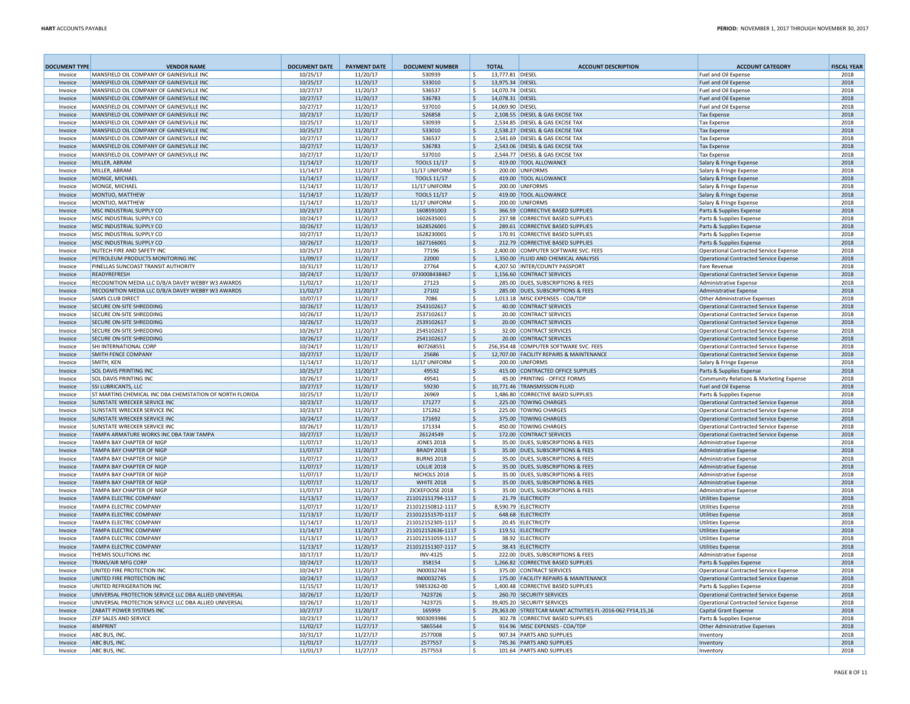| DOCUMENT TYPE | VENDOR NAME | DOCUMENT DATE | PAYMENT DATE | DOCUMENT NUMBER | TOTAL | ACCOUNT DESCRIPTION | ACCOUNT CATEGORY | FISCAL YEAR |
|---|---|---|---|---|---|---|---|---|
| Invoice | MANSFIELD OIL COMPANY OF GAINESVILLE INC | 10/25/17 | 11/20/17 | 530939 | $ 13,777.81 | DIESEL | Fuel and Oil Expense | 2018 |
| Invoice | MANSFIELD OIL COMPANY OF GAINESVILLE INC | 10/25/17 | 11/20/17 | 533010 | $ 13,975.34 | DIESEL | Fuel and Oil Expense | 2018 |
| Invoice | MANSFIELD OIL COMPANY OF GAINESVILLE INC | 10/27/17 | 11/20/17 | 536537 | $ 14,070.74 | DIESEL | Fuel and Oil Expense | 2018 |
| Invoice | MANSFIELD OIL COMPANY OF GAINESVILLE INC | 10/27/17 | 11/20/17 | 536783 | $ 14,078.31 | DIESEL | Fuel and Oil Expense | 2018 |
| Invoice | MANSFIELD OIL COMPANY OF GAINESVILLE INC | 10/27/17 | 11/20/17 | 537010 | $ 14,069.90 | DIESEL | Fuel and Oil Expense | 2018 |
| Invoice | MANSFIELD OIL COMPANY OF GAINESVILLE INC | 10/23/17 | 11/20/17 | 526858 | $ 2,108.55 | DIESEL & GAS EXCISE TAX | Tax Expense | 2018 |
| Invoice | MANSFIELD OIL COMPANY OF GAINESVILLE INC | 10/25/17 | 11/20/17 | 530939 | $ 2,534.85 | DIESEL & GAS EXCISE TAX | Tax Expense | 2018 |
| Invoice | MANSFIELD OIL COMPANY OF GAINESVILLE INC | 10/25/17 | 11/20/17 | 533010 | $ 2,538.27 | DIESEL & GAS EXCISE TAX | Tax Expense | 2018 |
| Invoice | MANSFIELD OIL COMPANY OF GAINESVILLE INC | 10/27/17 | 11/20/17 | 536537 | $ 2,541.69 | DIESEL & GAS EXCISE TAX | Tax Expense | 2018 |
| Invoice | MANSFIELD OIL COMPANY OF GAINESVILLE INC | 10/27/17 | 11/20/17 | 536783 | $ 2,543.06 | DIESEL & GAS EXCISE TAX | Tax Expense | 2018 |
| Invoice | MANSFIELD OIL COMPANY OF GAINESVILLE INC | 10/27/17 | 11/20/17 | 537010 | $ 2,544.77 | DIESEL & GAS EXCISE TAX | Tax Expense | 2018 |
| Invoice | MILLER, ABRAM | 11/14/17 | 11/20/17 | TOOLS 11/17 | $ 419.00 | TOOL ALLOWANCE | Salary & Fringe Expense | 2018 |
| Invoice | MILLER, ABRAM | 11/14/17 | 11/20/17 | 11/17 UNIFORM | $ 200.00 | UNIFORMS | Salary & Fringe Expense | 2018 |
| Invoice | MONGE, MICHAEL | 11/14/17 | 11/20/17 | TOOLS 11/17 | $ 419.00 | TOOL ALLOWANCE | Salary & Fringe Expense | 2018 |
| Invoice | MONGE, MICHAEL | 11/14/17 | 11/20/17 | 11/17 UNIFORM | $ 200.00 | UNIFORMS | Salary & Fringe Expense | 2018 |
| Invoice | MONTIJO, MATTHEW | 11/14/17 | 11/20/17 | TOOLS 11/17 | $ 419.00 | TOOL ALLOWANCE | Salary & Fringe Expense | 2018 |
| Invoice | MONTIJO, MATTHEW | 11/14/17 | 11/20/17 | 11/17 UNIFORM | $ 200.00 | UNIFORMS | Salary & Fringe Expense | 2018 |
| Invoice | MSC INDUSTRIAL SUPPLY CO | 10/23/17 | 11/20/17 | 1608591003 | $ 366.59 | CORRECTIVE BASED SUPPLIES | Parts & Supplies Expense | 2018 |
| Invoice | MSC INDUSTRIAL SUPPLY CO | 10/24/17 | 11/20/17 | 1602635001 | $ 237.98 | CORRECTIVE BASED SUPPLIES | Parts & Supplies Expense | 2018 |
| Invoice | MSC INDUSTRIAL SUPPLY CO | 10/26/17 | 11/20/17 | 1628526001 | $ 289.61 | CORRECTIVE BASED SUPPLIES | Parts & Supplies Expense | 2018 |
| Invoice | MSC INDUSTRIAL SUPPLY CO | 10/27/17 | 11/20/17 | 1628230001 | $ 170.91 | CORRECTIVE BASED SUPPLIES | Parts & Supplies Expense | 2018 |
| Invoice | MSC INDUSTRIAL SUPPLY CO | 10/26/17 | 11/20/17 | 1627166001 | $ 212.79 | CORRECTIVE BASED SUPPLIES | Parts & Supplies Expense | 2018 |
| Invoice | NUTECH FIRE AND SAFETY INC | 10/25/17 | 11/20/17 | 77196 | $ 2,400.00 | COMPUTER SOFTWARE SVC. FEES | Operational Contracted Service Expense | 2018 |
| Invoice | PETROLEUM PRODUCTS MONITORING INC | 11/09/17 | 11/20/17 | 22000 | $ 1,350.00 | FLUID AND CHEMICAL ANALYSIS | Operational Contracted Service Expense | 2018 |
| Invoice | PINELLAS SUNCOAST TRANSIT AUTHORITY | 10/31/17 | 11/20/17 | 27764 | $ 4,207.50 | INTER/COUNTY PASSPORT | Fare Revenue | 2018 |
| Invoice | READYREFRESH | 10/24/17 | 11/20/17 | 07J0008438467 | $ 1,156.60 | CONTRACT SERVICES | Operational Contracted Service Expense | 2018 |
| Invoice | RECOGNITION MEDIA LLC D/B/A DAVEY WEBBY W3 AWARDS | 11/02/17 | 11/20/17 | 27123 | $ 285.00 | DUES, SUBSCRIPTIONS & FEES | Administrative Expense | 2018 |
| Invoice | RECOGNITION MEDIA LLC D/B/A DAVEY WEBBY W3 AWARDS | 11/02/17 | 11/20/17 | 27102 | $ 285.00 | DUES, SUBSCRIPTIONS & FEES | Administrative Expense | 2018 |
| Invoice | SAMS CLUB DIRECT | 10/07/17 | 11/20/17 | 7086 | $ 1,013.18 | MISC EXPENSES - COA/TDP | Other Administrative Expenses | 2018 |
| Invoice | SECURE ON-SITE SHREDDING | 10/26/17 | 11/20/17 | 2543102617 | $ 40.00 | CONTRACT SERVICES | Operational Contracted Service Expense | 2018 |
| Invoice | SECURE ON-SITE SHREDDING | 10/26/17 | 11/20/17 | 2537102617 | $ 20.00 | CONTRACT SERVICES | Operational Contracted Service Expense | 2018 |
| Invoice | SECURE ON-SITE SHREDDING | 10/26/17 | 11/20/17 | 2539102617 | $ 20.00 | CONTRACT SERVICES | Operational Contracted Service Expense | 2018 |
| Invoice | SECURE ON-SITE SHREDDING | 10/26/17 | 11/20/17 | 2545102617 | $ 32.00 | CONTRACT SERVICES | Operational Contracted Service Expense | 2018 |
| Invoice | SECURE ON-SITE SHREDDING | 10/26/17 | 11/20/17 | 2541102617 | $ 20.00 | CONTRACT SERVICES | Operational Contracted Service Expense | 2018 |
| Invoice | SHI INTERNATIONAL CORP | 10/24/17 | 11/20/17 | B07268551 | $ 256,354.48 | COMPUTER SOFTWARE SVC. FEES | Operational Contracted Service Expense | 2018 |
| Invoice | SMITH FENCE COMPANY | 10/27/17 | 11/20/17 | 25686 | $ 12,707.00 | FACILITY REPAIRS & MAINTENANCE | Operational Contracted Service Expense | 2018 |
| Invoice | SMITH, KEN | 11/14/17 | 11/20/17 | 11/17 UNIFORM | $ 200.00 | UNIFORMS | Salary & Fringe Expense | 2018 |
| Invoice | SOL DAVIS PRINTING INC | 10/25/17 | 11/20/17 | 49532 | $ 415.00 | CONTRACTED OFFICE SUPPLIES | Parts & Supplies Expense | 2018 |
| Invoice | SOL DAVIS PRINTING INC | 10/26/17 | 11/20/17 | 49541 | $ 45.00 | PRINTING - OFFICE FORMS | Community Relations & Marketing Expense | 2018 |
| Invoice | SSI LUBRICANTS, LLC | 10/27/17 | 11/20/17 | 59230 | $ 10,771.46 | TRANSMISSION FLUID | Fuel and Oil Expense | 2018 |
| Invoice | ST MARTINS CHEMICAL INC DBA CHEMSTATION OF NORTH FLORIDA | 10/25/17 | 11/20/17 | 26969 | $ 1,486.80 | CORRECTIVE BASED SUPPLIES | Parts & Supplies Expense | 2018 |
| Invoice | SUNSTATE WRECKER SERVICE INC | 10/23/17 | 11/20/17 | 171277 | $ 225.00 | TOWING CHARGES | Operational Contracted Service Expense | 2018 |
| Invoice | SUNSTATE WRECKER SERVICE INC | 10/23/17 | 11/20/17 | 171262 | $ 225.00 | TOWING CHARGES | Operational Contracted Service Expense | 2018 |
| Invoice | SUNSTATE WRECKER SERVICE INC | 10/24/17 | 11/20/17 | 171692 | $ 375.00 | TOWING CHARGES | Operational Contracted Service Expense | 2018 |
| Invoice | SUNSTATE WRECKER SERVICE INC | 10/26/17 | 11/20/17 | 171334 | $ 450.00 | TOWING CHARGES | Operational Contracted Service Expense | 2018 |
| Invoice | TAMPA ARMATURE WORKS INC DBA TAW TAMPA | 10/27/17 | 11/20/17 | 26124549 | $ 172.00 | CONTRACT SERVICES | Operational Contracted Service Expense | 2018 |
| Invoice | TAMPA BAY CHAPTER OF NIGP | 11/07/17 | 11/20/17 | JONES 2018 | $ 35.00 | DUES, SUBSCRIPTIONS & FEES | Administrative Expense | 2018 |
| Invoice | TAMPA BAY CHAPTER OF NIGP | 11/07/17 | 11/20/17 | BRADY 2018 | $ 35.00 | DUES, SUBSCRIPTIONS & FEES | Administrative Expense | 2018 |
| Invoice | TAMPA BAY CHAPTER OF NIGP | 11/07/17 | 11/20/17 | BURNS 2018 | $ 35.00 | DUES, SUBSCRIPTIONS & FEES | Administrative Expense | 2018 |
| Invoice | TAMPA BAY CHAPTER OF NIGP | 11/07/17 | 11/20/17 | LOLLIE 2018 | $ 35.00 | DUES, SUBSCRIPTIONS & FEES | Administrative Expense | 2018 |
| Invoice | TAMPA BAY CHAPTER OF NIGP | 11/07/17 | 11/20/17 | NICHOLS 2018 | $ 35.00 | DUES, SUBSCRIPTIONS & FEES | Administrative Expense | 2018 |
| Invoice | TAMPA BAY CHAPTER OF NIGP | 11/07/17 | 11/20/17 | WHITE 2018 | $ 35.00 | DUES, SUBSCRIPTIONS & FEES | Administrative Expense | 2018 |
| Invoice | TAMPA BAY CHAPTER OF NIGP | 11/07/17 | 11/20/17 | ZICKEFOOSE 2018 | $ 35.00 | DUES, SUBSCRIPTIONS & FEES | Administrative Expense | 2018 |
| Invoice | TAMPA ELECTRIC COMPANY | 11/13/17 | 11/20/17 | 211012151794-1117 | $ 21.79 | ELECTRICITY | Utilities Expense | 2018 |
| Invoice | TAMPA ELECTRIC COMPANY | 11/07/17 | 11/20/17 | 211012150812-1117 | $ 8,590.79 | ELECTRICITY | Utilities Expense | 2018 |
| Invoice | TAMPA ELECTRIC COMPANY | 11/13/17 | 11/20/17 | 211012151570-1117 | $ 648.68 | ELECTRICITY | Utilities Expense | 2018 |
| Invoice | TAMPA ELECTRIC COMPANY | 11/14/17 | 11/20/17 | 211012152305-1117 | $ 20.45 | ELECTRICITY | Utilities Expense | 2018 |
| Invoice | TAMPA ELECTRIC COMPANY | 11/14/17 | 11/20/17 | 211012152636-1117 | $ 119.51 | ELECTRICITY | Utilities Expense | 2018 |
| Invoice | TAMPA ELECTRIC COMPANY | 11/13/17 | 11/20/17 | 211012151059-1117 | $ 38.92 | ELECTRICITY | Utilities Expense | 2018 |
| Invoice | TAMPA ELECTRIC COMPANY | 11/13/17 | 11/20/17 | 211012151307-1117 | $ 38.43 | ELECTRICITY | Utilities Expense | 2018 |
| Invoice | THEMIS SOLUTIONS INC | 10/17/17 | 11/20/17 | INV-4125 | $ 222.00 | DUES, SUBSCRIPTIONS & FEES | Administrative Expense | 2018 |
| Invoice | TRANS/AIR MFG CORP | 10/24/17 | 11/20/17 | 358154 | $ 1,266.82 | CORRECTIVE BASED SUPPLIES | Parts & Supplies Expense | 2018 |
| Invoice | UNITED FIRE PROTECTION INC | 10/24/17 | 11/20/17 | IN00032744 | $ 375.00 | CONTRACT SERVICES | Operational Contracted Service Expense | 2018 |
| Invoice | UNITED FIRE PROTECTION INC | 10/24/17 | 11/20/17 | IN00032745 | $ 175.00 | FACILITY REPAIRS & MAINTENANCE | Operational Contracted Service Expense | 2018 |
| Invoice | UNITED REFRIGERATION INC | 11/15/17 | 11/20/17 | 59853262-00 | $ 1,400.48 | CORRECTIVE BASED SUPPLIES | Parts & Supplies Expense | 2018 |
| Invoice | UNIVERSAL PROTECTION SERVICE LLC DBA ALLIED UNIVERSAL | 10/26/17 | 11/20/17 | 7423726 | $ 260.70 | SECURITY SERVICES | Operational Contracted Service Expense | 2018 |
| Invoice | UNIVERSAL PROTECTION SERVICE LLC DBA ALLIED UNIVERSAL | 10/26/17 | 11/20/17 | 7423725 | $ 39,405.20 | SECURITY SERVICES | Operational Contracted Service Expense | 2018 |
| Invoice | ZABATT POWER SYSTEMS INC | 10/27/17 | 11/20/17 | 165959 | $ 29,363.00 | STREETCAR MAINT ACTIVITIES FL-2016-062 FY14,15,16 | Capital Grant Expense | 2018 |
| Invoice | ZEP SALES AND SERVICE | 10/23/17 | 11/20/17 | 9003093986 | $ 302.78 | CORRECTIVE BASED SUPPLIES | Parts & Supplies Expense | 2018 |
| Invoice | 4IMPRINT | 11/02/17 | 11/27/17 | 5865544 | $ 914.96 | MISC EXPENSES - COA/TDP | Other Administrative Expenses | 2018 |
| Invoice | ABC BUS, INC. | 10/31/17 | 11/27/17 | 2577008 | $ 907.34 | PARTS AND SUPPLIES | Inventory | 2018 |
| Invoice | ABC BUS, INC. | 11/01/17 | 11/27/17 | 2577557 | $ 745.36 | PARTS AND SUPPLIES | Inventory | 2018 |
| Invoice | ABC BUS, INC. | 11/01/17 | 11/27/17 | 2577553 | $ 101.64 | PARTS AND SUPPLIES | Inventory | 2018 |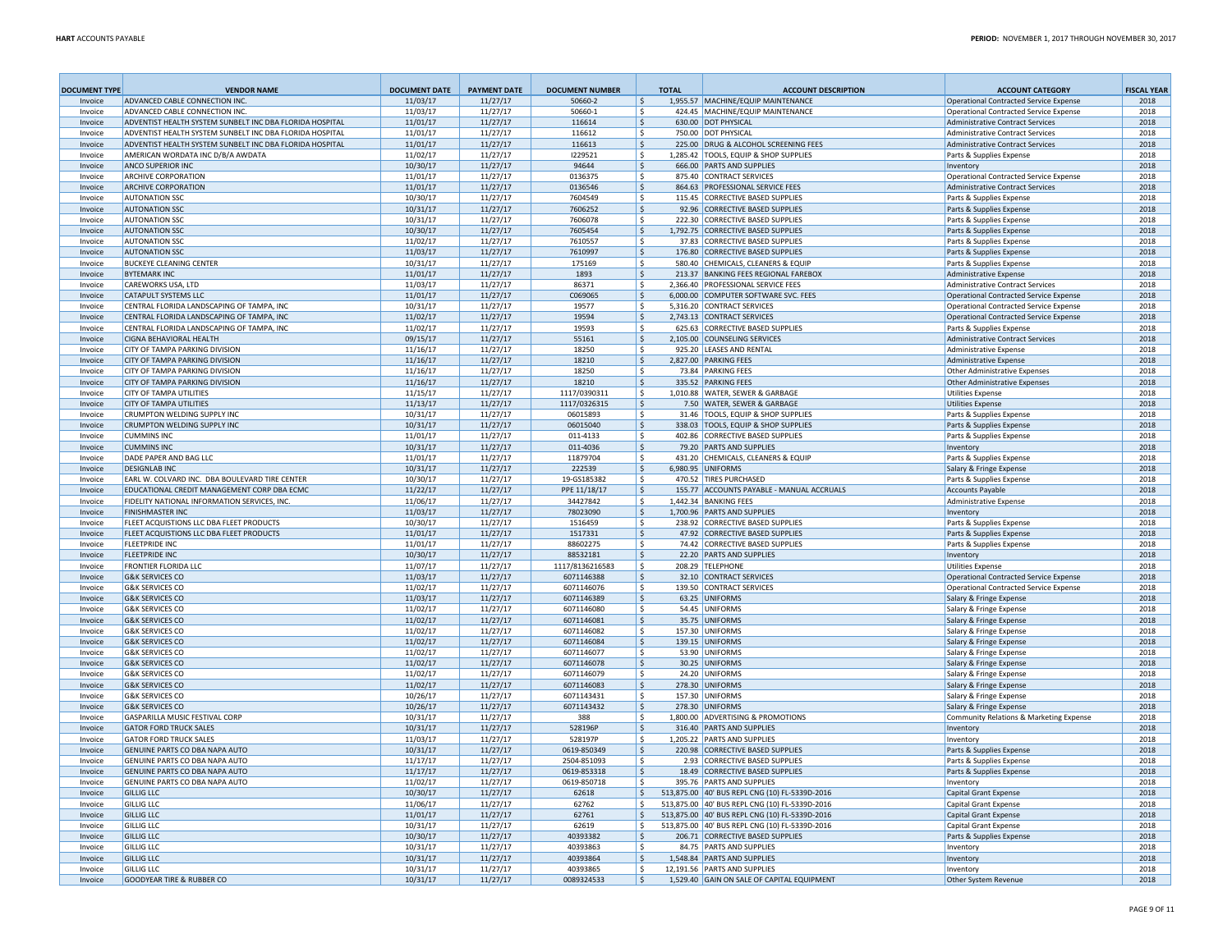| DOCUMENT TYPE | VENDOR NAME | DOCUMENT DATE | PAYMENT DATE | DOCUMENT NUMBER | TOTAL | ACCOUNT DESCRIPTION | ACCOUNT CATEGORY | FISCAL YEAR |
|---|---|---|---|---|---|---|---|---|
| Invoice | ADVANCED CABLE CONNECTION INC. | 11/03/17 | 11/27/17 | 50660-2 | $ 1,955.57 | MACHINE/EQUIP MAINTENANCE | Operational Contracted Service Expense | 2018 |
| Invoice | ADVANCED CABLE CONNECTION INC. | 11/03/17 | 11/27/17 | 50660-1 | $ 424.45 | MACHINE/EQUIP MAINTENANCE | Operational Contracted Service Expense | 2018 |
| Invoice | ADVENTIST HEALTH SYSTEM SUNBELT INC DBA FLORIDA HOSPITAL | 11/01/17 | 11/27/17 | 116614 | $ 630.00 | DOT PHYSICAL | Administrative Contract Services | 2018 |
| Invoice | ADVENTIST HEALTH SYSTEM SUNBELT INC DBA FLORIDA HOSPITAL | 11/01/17 | 11/27/17 | 116612 | $ 750.00 | DOT PHYSICAL | Administrative Contract Services | 2018 |
| Invoice | ADVENTIST HEALTH SYSTEM SUNBELT INC DBA FLORIDA HOSPITAL | 11/01/17 | 11/27/17 | 116613 | $ 225.00 | DRUG & ALCOHOL SCREENING FEES | Administrative Contract Services | 2018 |
| Invoice | AMERICAN WORDATA INC D/B/A AWDATA | 11/02/17 | 11/27/17 | I229521 | $ 1,285.42 | TOOLS, EQUIP & SHOP SUPPLIES | Parts & Supplies Expense | 2018 |
| Invoice | ANCO SUPERIOR INC | 10/30/17 | 11/27/17 | 94644 | $ 666.00 | PARTS AND SUPPLIES | Inventory | 2018 |
| Invoice | ARCHIVE CORPORATION | 11/01/17 | 11/27/17 | 0136375 | $ 875.40 | CONTRACT SERVICES | Operational Contracted Service Expense | 2018 |
| Invoice | ARCHIVE CORPORATION | 11/01/17 | 11/27/17 | 0136546 | $ 864.63 | PROFESSIONAL SERVICE FEES | Administrative Contract Services | 2018 |
| Invoice | AUTONATION SSC | 10/30/17 | 11/27/17 | 7604549 | $ 115.45 | CORRECTIVE BASED SUPPLIES | Parts & Supplies Expense | 2018 |
| Invoice | AUTONATION SSC | 10/31/17 | 11/27/17 | 7606252 | $ 92.96 | CORRECTIVE BASED SUPPLIES | Parts & Supplies Expense | 2018 |
| Invoice | AUTONATION SSC | 10/31/17 | 11/27/17 | 7606078 | $ 222.30 | CORRECTIVE BASED SUPPLIES | Parts & Supplies Expense | 2018 |
| Invoice | AUTONATION SSC | 10/30/17 | 11/27/17 | 7605454 | $ 1,792.75 | CORRECTIVE BASED SUPPLIES | Parts & Supplies Expense | 2018 |
| Invoice | AUTONATION SSC | 11/02/17 | 11/27/17 | 7610557 | $ 37.83 | CORRECTIVE BASED SUPPLIES | Parts & Supplies Expense | 2018 |
| Invoice | AUTONATION SSC | 11/03/17 | 11/27/17 | 7610997 | $ 176.80 | CORRECTIVE BASED SUPPLIES | Parts & Supplies Expense | 2018 |
| Invoice | BUCKEYE CLEANING CENTER | 10/31/17 | 11/27/17 | 175169 | $ 580.40 | CHEMICALS, CLEANERS & EQUIP | Parts & Supplies Expense | 2018 |
| Invoice | BYTEMARK INC | 11/01/17 | 11/27/17 | 1893 | $ 213.37 | BANKING FEES REGIONAL FAREBOX | Administrative Expense | 2018 |
| Invoice | CAREWORKS USA, LTD | 11/03/17 | 11/27/17 | 86371 | $ 2,366.40 | PROFESSIONAL SERVICE FEES | Administrative Contract Services | 2018 |
| Invoice | CATAPULT SYSTEMS LLC | 11/01/17 | 11/27/17 | C069065 | $ 6,000.00 | COMPUTER SOFTWARE SVC. FEES | Operational Contracted Service Expense | 2018 |
| Invoice | CENTRAL FLORIDA LANDSCAPING OF TAMPA, INC | 10/31/17 | 11/27/17 | 19577 | $ 5,316.20 | CONTRACT SERVICES | Operational Contracted Service Expense | 2018 |
| Invoice | CENTRAL FLORIDA LANDSCAPING OF TAMPA, INC | 11/02/17 | 11/27/17 | 19594 | $ 2,743.13 | CONTRACT SERVICES | Operational Contracted Service Expense | 2018 |
| Invoice | CENTRAL FLORIDA LANDSCAPING OF TAMPA, INC | 11/02/17 | 11/27/17 | 19593 | $ 625.63 | CORRECTIVE BASED SUPPLIES | Parts & Supplies Expense | 2018 |
| Invoice | CIGNA BEHAVIORAL HEALTH | 09/15/17 | 11/27/17 | 55161 | $ 2,105.00 | COUNSELING SERVICES | Administrative Contract Services | 2018 |
| Invoice | CITY OF TAMPA PARKING DIVISION | 11/16/17 | 11/27/17 | 18250 | $ 925.20 | LEASES AND RENTAL | Administrative Expense | 2018 |
| Invoice | CITY OF TAMPA PARKING DIVISION | 11/16/17 | 11/27/17 | 18210 | $ 2,827.00 | PARKING FEES | Administrative Expense | 2018 |
| Invoice | CITY OF TAMPA PARKING DIVISION | 11/16/17 | 11/27/17 | 18250 | $ 73.84 | PARKING FEES | Other Administrative Expenses | 2018 |
| Invoice | CITY OF TAMPA PARKING DIVISION | 11/16/17 | 11/27/17 | 18210 | $ 335.52 | PARKING FEES | Other Administrative Expenses | 2018 |
| Invoice | CITY OF TAMPA UTILITIES | 11/15/17 | 11/27/17 | 1117/0390311 | $ 1,010.88 | WATER, SEWER & GARBAGE | Utilities Expense | 2018 |
| Invoice | CITY OF TAMPA UTILITIES | 11/13/17 | 11/27/17 | 1117/0326315 | $ 7.50 | WATER, SEWER & GARBAGE | Utilities Expense | 2018 |
| Invoice | CRUMPTON WELDING SUPPLY INC | 10/31/17 | 11/27/17 | 06015893 | $ 31.46 | TOOLS, EQUIP & SHOP SUPPLIES | Parts & Supplies Expense | 2018 |
| Invoice | CRUMPTON WELDING SUPPLY INC | 10/31/17 | 11/27/17 | 06015040 | $ 338.03 | TOOLS, EQUIP & SHOP SUPPLIES | Parts & Supplies Expense | 2018 |
| Invoice | CUMMINS INC | 11/01/17 | 11/27/17 | 011-4133 | $ 402.86 | CORRECTIVE BASED SUPPLIES | Parts & Supplies Expense | 2018 |
| Invoice | CUMMINS INC | 10/31/17 | 11/27/17 | 011-4036 | $ 79.20 | PARTS AND SUPPLIES | Inventory | 2018 |
| Invoice | DADE PAPER AND BAG LLC | 11/01/17 | 11/27/17 | 11879704 | $ 431.20 | CHEMICALS, CLEANERS & EQUIP | Parts & Supplies Expense | 2018 |
| Invoice | DESIGNLAB INC | 10/31/17 | 11/27/17 | 222539 | $ 6,980.95 | UNIFORMS | Salary & Fringe Expense | 2018 |
| Invoice | EARL W. COLVARD INC. DBA BOULEVARD TIRE CENTER | 10/30/17 | 11/27/17 | 19-GS185382 | $ 470.52 | TIRES PURCHASED | Parts & Supplies Expense | 2018 |
| Invoice | EDUCATIONAL CREDIT MANAGEMENT CORP DBA ECMC | 11/22/17 | 11/27/17 | PPE 11/18/17 | $ 155.77 | ACCOUNTS PAYABLE - MANUAL ACCRUALS | Accounts Payable | 2018 |
| Invoice | FIDELITY NATIONAL INFORMATION SERVICES, INC. | 11/06/17 | 11/27/17 | 34427842 | $ 1,442.34 | BANKING FEES | Administrative Expense | 2018 |
| Invoice | FINISHMASTER INC | 11/03/17 | 11/27/17 | 78023090 | $ 1,700.96 | PARTS AND SUPPLIES | Inventory | 2018 |
| Invoice | FLEET ACQUISTIONS LLC DBA FLEET PRODUCTS | 10/30/17 | 11/27/17 | 1516459 | $ 238.92 | CORRECTIVE BASED SUPPLIES | Parts & Supplies Expense | 2018 |
| Invoice | FLEET ACQUISTIONS LLC DBA FLEET PRODUCTS | 11/01/17 | 11/27/17 | 1517331 | $ 47.92 | CORRECTIVE BASED SUPPLIES | Parts & Supplies Expense | 2018 |
| Invoice | FLEETPRIDE INC | 11/01/17 | 11/27/17 | 88602275 | $ 74.42 | CORRECTIVE BASED SUPPLIES | Parts & Supplies Expense | 2018 |
| Invoice | FLEETPRIDE INC | 10/30/17 | 11/27/17 | 88532181 | $ 22.20 | PARTS AND SUPPLIES | Inventory | 2018 |
| Invoice | FRONTIER FLORIDA LLC | 11/07/17 | 11/27/17 | 1117/8136216583 | $ 208.29 | TELEPHONE | Utilities Expense | 2018 |
| Invoice | G&K SERVICES CO | 11/03/17 | 11/27/17 | 6071146388 | $ 32.10 | CONTRACT SERVICES | Operational Contracted Service Expense | 2018 |
| Invoice | G&K SERVICES CO | 11/02/17 | 11/27/17 | 6071146076 | $ 139.50 | CONTRACT SERVICES | Operational Contracted Service Expense | 2018 |
| Invoice | G&K SERVICES CO | 11/03/17 | 11/27/17 | 6071146389 | $ 63.25 | UNIFORMS | Salary & Fringe Expense | 2018 |
| Invoice | G&K SERVICES CO | 11/02/17 | 11/27/17 | 6071146080 | $ 54.45 | UNIFORMS | Salary & Fringe Expense | 2018 |
| Invoice | G&K SERVICES CO | 11/02/17 | 11/27/17 | 6071146081 | $ 35.75 | UNIFORMS | Salary & Fringe Expense | 2018 |
| Invoice | G&K SERVICES CO | 11/02/17 | 11/27/17 | 6071146082 | $ 157.30 | UNIFORMS | Salary & Fringe Expense | 2018 |
| Invoice | G&K SERVICES CO | 11/02/17 | 11/27/17 | 6071146084 | $ 139.15 | UNIFORMS | Salary & Fringe Expense | 2018 |
| Invoice | G&K SERVICES CO | 11/02/17 | 11/27/17 | 6071146077 | $ 53.90 | UNIFORMS | Salary & Fringe Expense | 2018 |
| Invoice | G&K SERVICES CO | 11/02/17 | 11/27/17 | 6071146078 | $ 30.25 | UNIFORMS | Salary & Fringe Expense | 2018 |
| Invoice | G&K SERVICES CO | 11/02/17 | 11/27/17 | 6071146079 | $ 24.20 | UNIFORMS | Salary & Fringe Expense | 2018 |
| Invoice | G&K SERVICES CO | 11/02/17 | 11/27/17 | 6071146083 | $ 278.30 | UNIFORMS | Salary & Fringe Expense | 2018 |
| Invoice | G&K SERVICES CO | 10/26/17 | 11/27/17 | 6071143431 | $ 157.30 | UNIFORMS | Salary & Fringe Expense | 2018 |
| Invoice | G&K SERVICES CO | 10/26/17 | 11/27/17 | 6071143432 | $ 278.30 | UNIFORMS | Salary & Fringe Expense | 2018 |
| Invoice | GASPARILLA MUSIC FESTIVAL CORP | 10/31/17 | 11/27/17 | 388 | $ 1,800.00 | ADVERTISING & PROMOTIONS | Community Relations & Marketing Expense | 2018 |
| Invoice | GATOR FORD TRUCK SALES | 10/31/17 | 11/27/17 | 528196P | $ 316.40 | PARTS AND SUPPLIES | Inventory | 2018 |
| Invoice | GATOR FORD TRUCK SALES | 11/03/17 | 11/27/17 | 528197P | $ 1,205.22 | PARTS AND SUPPLIES | Inventory | 2018 |
| Invoice | GENUINE PARTS CO DBA NAPA AUTO | 10/31/17 | 11/27/17 | 0619-850349 | $ 220.98 | CORRECTIVE BASED SUPPLIES | Parts & Supplies Expense | 2018 |
| Invoice | GENUINE PARTS CO DBA NAPA AUTO | 11/17/17 | 11/27/17 | 2504-851093 | $ 2.93 | CORRECTIVE BASED SUPPLIES | Parts & Supplies Expense | 2018 |
| Invoice | GENUINE PARTS CO DBA NAPA AUTO | 11/17/17 | 11/27/17 | 0619-853318 | $ 18.49 | CORRECTIVE BASED SUPPLIES | Parts & Supplies Expense | 2018 |
| Invoice | GENUINE PARTS CO DBA NAPA AUTO | 11/02/17 | 11/27/17 | 0619-850718 | $ 395.76 | PARTS AND SUPPLIES | Inventory | 2018 |
| Invoice | GILLIG LLC | 10/30/17 | 11/27/17 | 62618 | $ 513,875.00 | 40' BUS REPL CNG (10) FL-5339D-2016 | Capital Grant Expense | 2018 |
| Invoice | GILLIG LLC | 11/06/17 | 11/27/17 | 62762 | $ 513,875.00 | 40' BUS REPL CNG (10) FL-5339D-2016 | Capital Grant Expense | 2018 |
| Invoice | GILLIG LLC | 11/01/17 | 11/27/17 | 62761 | $ 513,875.00 | 40' BUS REPL CNG (10) FL-5339D-2016 | Capital Grant Expense | 2018 |
| Invoice | GILLIG LLC | 10/31/17 | 11/27/17 | 62619 | $ 513,875.00 | 40' BUS REPL CNG (10) FL-5339D-2016 | Capital Grant Expense | 2018 |
| Invoice | GILLIG LLC | 10/30/17 | 11/27/17 | 40393382 | $ 206.71 | CORRECTIVE BASED SUPPLIES | Parts & Supplies Expense | 2018 |
| Invoice | GILLIG LLC | 10/31/17 | 11/27/17 | 40393863 | $ 84.75 | PARTS AND SUPPLIES | Inventory | 2018 |
| Invoice | GILLIG LLC | 10/31/17 | 11/27/17 | 40393864 | $ 1,548.84 | PARTS AND SUPPLIES | Inventory | 2018 |
| Invoice | GILLIG LLC | 10/31/17 | 11/27/17 | 40393865 | $ 12,191.56 | PARTS AND SUPPLIES | Inventory | 2018 |
| Invoice | GOODYEAR TIRE & RUBBER CO | 10/31/17 | 11/27/17 | 0089324533 | $ 1,529.40 | GAIN ON SALE OF CAPITAL EQUIPMENT | Other System Revenue | 2018 |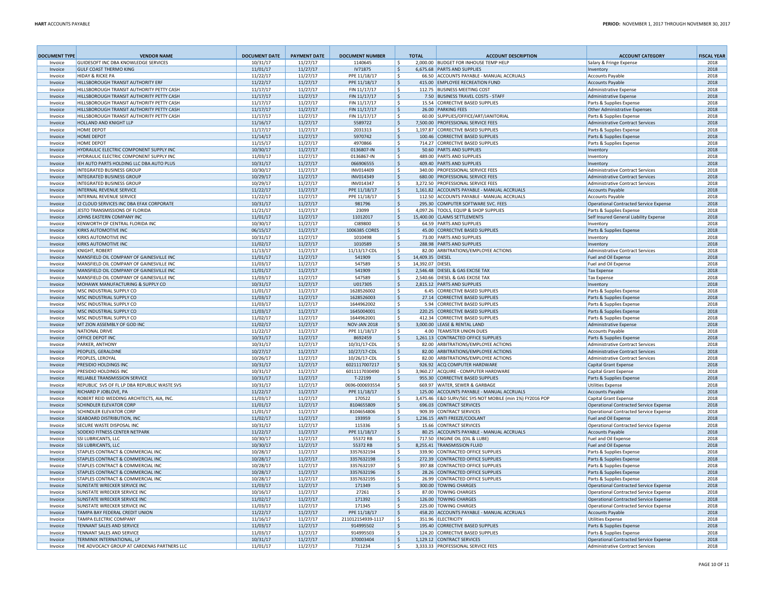| DOCUMENT TYPE | VENDOR NAME | DOCUMENT DATE | PAYMENT DATE | DOCUMENT NUMBER | TOTAL | ACCOUNT DESCRIPTION | ACCOUNT CATEGORY | FISCAL YEAR |
|---|---|---|---|---|---|---|---|---|
| Invoice | GUIDESOFT INC DBA KNOWLEDGE SERVICES | 10/31/17 | 11/27/17 | 1140645 | $ 2,000.00 | BUDGET FOR INHOUSE TEMP HELP | Salary & Fringe Expense | 2018 |
| Invoice | GULF COAST THERMO KING | 11/01/17 | 11/27/17 | IV71875 | $ 6,675.68 | PARTS AND SUPPLIES | Inventory | 2018 |
| Invoice | HIDAY & RICKE PA | 11/22/17 | 11/27/17 | PPE 11/18/17 | $ 66.50 | ACCOUNTS PAYABLE - MANUAL ACCRUALS | Accounts Payable | 2018 |
| Invoice | HILLSBOROUGH TRANSIT AUTHORITY ERF | 11/22/17 | 11/27/17 | PPE 11/18/17 | $ 415.00 | EMPLOYEE RECREATION FUND | Accounts Payable | 2018 |
| Invoice | HILLSBOROUGH TRANSIT AUTHORITY PETTY CASH | 11/17/17 | 11/27/17 | FIN 11/17/17 | $ 112.75 | BUSINESS MEETING COST | Administrative Expense | 2018 |
| Invoice | HILLSBOROUGH TRANSIT AUTHORITY PETTY CASH | 11/17/17 | 11/27/17 | FIN 11/17/17 | $ 7.50 | BUSINESS TRAVEL COSTS - STAFF | Administrative Expense | 2018 |
| Invoice | HILLSBOROUGH TRANSIT AUTHORITY PETTY CASH | 11/17/17 | 11/27/17 | FIN 11/17/17 | $ 15.54 | CORRECTIVE BASED SUPPLIES | Parts & Supplies Expense | 2018 |
| Invoice | HILLSBOROUGH TRANSIT AUTHORITY PETTY CASH | 11/17/17 | 11/27/17 | FIN 11/17/17 | $ 26.00 | PARKING FEES | Other Administrative Expenses | 2018 |
| Invoice | HILLSBOROUGH TRANSIT AUTHORITY PETTY CASH | 11/17/17 | 11/27/17 | FIN 11/17/17 | $ 60.00 | SUPPLIES/OFFICE/ART/JANITORIAL | Parts & Supplies Expense | 2018 |
| Invoice | HOLLAND AND KNIGHT LLP | 11/16/17 | 11/27/17 | 5589722 | $ 7,500.00 | PROFESSIONAL SERVICE FEES | Administrative Contract Services | 2018 |
| Invoice | HOME DEPOT | 11/17/17 | 11/27/17 | 2031313 | $ 1,197.87 | CORRECTIVE BASED SUPPLIES | Parts & Supplies Expense | 2018 |
| Invoice | HOME DEPOT | 11/14/17 | 11/27/17 | 5970742 | $ 100.46 | CORRECTIVE BASED SUPPLIES | Parts & Supplies Expense | 2018 |
| Invoice | HOME DEPOT | 11/15/17 | 11/27/17 | 4970866 | $ 714.27 | CORRECTIVE BASED SUPPLIES | Parts & Supplies Expense | 2018 |
| Invoice | HYDRAULIC ELECTRIC COMPONENT SUPPLY INC | 10/30/17 | 11/27/17 | 0136807-IN | $ 50.60 | PARTS AND SUPPLIES | Inventory | 2018 |
| Invoice | HYDRAULIC ELECTRIC COMPONENT SUPPLY INC | 11/03/17 | 11/27/17 | 0136867-IN | $ 489.00 | PARTS AND SUPPLIES | Inventory | 2018 |
| Invoice | IEH AUTO PARTS HOLDING LLC DBA AUTO PLUS | 10/31/17 | 11/27/17 | 066906555 | $ 409.40 | PARTS AND SUPPLIES | Inventory | 2018 |
| Invoice | INTEGRATED BUSINESS GROUP | 10/30/17 | 11/27/17 | INV014409 | $ 340.00 | PROFESSIONAL SERVICE FEES | Administrative Contract Services | 2018 |
| Invoice | INTEGRATED BUSINESS GROUP | 10/29/17 | 11/27/17 | INV014349 | $ 680.00 | PROFESSIONAL SERVICE FEES | Administrative Contract Services | 2018 |
| Invoice | INTEGRATED BUSINESS GROUP | 10/29/17 | 11/27/17 | INV014347 | $ 3,272.50 | PROFESSIONAL SERVICE FEES | Administrative Contract Services | 2018 |
| Invoice | INTERNAL REVENUE SERVICE | 11/22/17 | 11/27/17 | PPE 11/18/17 | $ 1,161.82 | ACCOUNTS PAYABLE - MANUAL ACCRUALS | Accounts Payable | 2018 |
| Invoice | INTERNAL REVENUE SERVICE | 11/22/17 | 11/27/17 | PPE 11/18/17 | $ 112.50 | ACCOUNTS PAYABLE - MANUAL ACCRUALS | Accounts Payable | 2018 |
| Invoice | J2 CLOUD SERVICES INC DBA EFAX CORPORATE | 10/31/17 | 11/27/17 | 981796 | $ 295.30 | COMPUTER SOFTWARE SVC. FEES | Operational Contracted Service Expense | 2018 |
| Invoice | JESTO TRANSMISSIONS OF FLORIDA | 11/21/17 | 11/27/17 | 23099 | $ 4,097.26 | TOOLS, EQUIP & SHOP SUPPLIES | Parts & Supplies Expense | 2018 |
| Invoice | JOHNS EASTERN COMPANY INC | 11/01/17 | 11/27/17 | 11012017 | $ 15,400.00 | CLAIMS SETTLEMENTS | Self Insured General Liability Expense | 2018 |
| Invoice | KENWORTH OF CENTRAL FLORIDA INC | 10/30/17 | 11/27/17 | CI89800 | $ 64.59 | PARTS AND SUPPLIES | Inventory | 2018 |
| Invoice | KIRKS AUTOMOTIVE INC | 06/15/17 | 11/27/17 | 1006385 CORES | $ 45.00 | CORRECTIVE BASED SUPPLIES | Parts & Supplies Expense | 2018 |
| Invoice | KIRKS AUTOMOTIVE INC | 10/31/17 | 11/27/17 | 1010498 | $ 73.00 | PARTS AND SUPPLIES | Inventory | 2018 |
| Invoice | KIRKS AUTOMOTIVE INC | 11/02/17 | 11/27/17 | 1010589 | $ 288.98 | PARTS AND SUPPLIES | Inventory | 2018 |
| Invoice | KNIGHT, ROBERT | 11/13/17 | 11/27/17 | 11/13/17-CDL | $ 82.00 | ARBITRATIONS/EMPLOYEE ACTIONS | Administrative Contract Services | 2018 |
| Invoice | MANSFIELD OIL COMPANY OF GAINESVILLE INC | 11/01/17 | 11/27/17 | 541909 | $ 14,409.35 | DIESEL | Fuel and Oil Expense | 2018 |
| Invoice | MANSFIELD OIL COMPANY OF GAINESVILLE INC | 11/03/17 | 11/27/17 | 547589 | $ 14,392.07 | DIESEL | Fuel and Oil Expense | 2018 |
| Invoice | MANSFIELD OIL COMPANY OF GAINESVILLE INC | 11/01/17 | 11/27/17 | 541909 | $ 2,546.48 | DIESEL & GAS EXCISE TAX | Tax Expense | 2018 |
| Invoice | MANSFIELD OIL COMPANY OF GAINESVILLE INC | 11/03/17 | 11/27/17 | 547589 | $ 2,540.66 | DIESEL & GAS EXCISE TAX | Tax Expense | 2018 |
| Invoice | MOHAWK MANUFACTURING & SUPPLY CO | 10/31/17 | 11/27/17 | U017305 | $ 2,815.12 | PARTS AND SUPPLIES | Inventory | 2018 |
| Invoice | MSC INDUSTRIAL SUPPLY CO | 11/01/17 | 11/27/17 | 1628526002 | $ 6.45 | CORRECTIVE BASED SUPPLIES | Parts & Supplies Expense | 2018 |
| Invoice | MSC INDUSTRIAL SUPPLY CO | 11/03/17 | 11/27/17 | 1628526003 | $ 27.14 | CORRECTIVE BASED SUPPLIES | Parts & Supplies Expense | 2018 |
| Invoice | MSC INDUSTRIAL SUPPLY CO | 11/03/17 | 11/27/17 | 1644962002 | $ 5.94 | CORRECTIVE BASED SUPPLIES | Parts & Supplies Expense | 2018 |
| Invoice | MSC INDUSTRIAL SUPPLY CO | 11/03/17 | 11/27/17 | 1645004001 | $ 220.25 | CORRECTIVE BASED SUPPLIES | Parts & Supplies Expense | 2018 |
| Invoice | MSC INDUSTRIAL SUPPLY CO | 11/02/17 | 11/27/17 | 1644962001 | $ 412.34 | CORRECTIVE BASED SUPPLIES | Parts & Supplies Expense | 2018 |
| Invoice | MT ZION ASSEMBLY OF GOD INC | 11/02/17 | 11/27/17 | NOV-JAN 2018 | $ 3,000.00 | LEASE & RENTAL LAND | Administrative Expense | 2018 |
| Invoice | NATIONAL DRIVE | 11/22/17 | 11/27/17 | PPE 11/18/17 | $ 4.00 | TEAMSTER UNION DUES | Accounts Payable | 2018 |
| Invoice | OFFICE DEPOT INC | 10/31/17 | 11/27/17 | 8692459 | $ 1,261.13 | CONTRACTED OFFICE SUPPLIES | Parts & Supplies Expense | 2018 |
| Invoice | PARKER, ANTHONY | 10/31/17 | 11/27/17 | 10/31/17-CDL | $ 82.00 | ARBITRATIONS/EMPLOYEE ACTIONS | Administrative Contract Services | 2018 |
| Invoice | PEOPLES, GERALDINE | 10/27/17 | 11/27/17 | 10/27/17-CDL | $ 82.00 | ARBITRATIONS/EMPLOYEE ACTIONS | Administrative Contract Services | 2018 |
| Invoice | PEOPLES, LEROYAL | 10/26/17 | 11/27/17 | 10/26/17-CDL | $ 82.00 | ARBITRATIONS/EMPLOYEE ACTIONS | Administrative Contract Services | 2018 |
| Invoice | PRESIDIO HOLDINGS INC | 10/31/17 | 11/27/17 | 6021117007217 | $ 926.92 | ACQ COMPUTER HARDWARE | Capital Grant Expense | 2018 |
| Invoice | PRESIDIO HOLDINGS INC | 10/31/17 | 11/27/17 | 6011117030490 | $ 3,960.27 | ACQUIRE - COMPUTER HARDWARE | Capital Grant Expense | 2018 |
| Invoice | RELIABLE TRANSMISSION SERVICE | 10/31/17 | 11/27/17 | T-22199 | $ 955.30 | CORRECTIVE BASED SUPPLIES | Parts & Supplies Expense | 2018 |
| Invoice | REPUBLIC SVS OF FL LP DBA REPUBLIC WASTE SVS | 10/31/17 | 11/27/17 | 0696-000693554 | $ 669.97 | WATER, SEWER & GARBAGE | Utilities Expense | 2018 |
| Invoice | RICHARD P JOBLOVE, PA | 11/22/17 | 11/27/17 | PPE 11/18/17 | $ 125.00 | ACCOUNTS PAYABLE - MANUAL ACCRUALS | Accounts Payable | 2018 |
| Invoice | ROBERT REID WEDDING ARCHITECTS, AIA, INC. | 11/03/17 | 11/27/17 | 170522 | $ 3,475.46 | E&D SURV/SEC SYS NOT MOBILE (min 1%) FY2016 POP | Capital Grant Expense | 2018 |
| Invoice | SCHINDLER ELEVATOR CORP | 11/01/17 | 11/27/17 | 8104655809 | $ 696.03 | CONTRACT SERVICES | Operational Contracted Service Expense | 2018 |
| Invoice | SCHINDLER ELEVATOR CORP | 11/01/17 | 11/27/17 | 8104654806 | $ 909.39 | CONTRACT SERVICES | Operational Contracted Service Expense | 2018 |
| Invoice | SEABOARD DISTRIBUTION, INC | 11/02/17 | 11/27/17 | 193959 | $ 1,236.15 | ANTI FREEZE/COOLANT | Fuel and Oil Expense | 2018 |
| Invoice | SECURE WASTE DISPOSAL INC | 10/31/17 | 11/27/17 | 115336 | $ 15.66 | CONTRACT SERVICES | Operational Contracted Service Expense | 2018 |
| Invoice | SODEXO FITNESS CENTER NETPARK | 11/22/17 | 11/27/17 | PPE 11/18/17 | $ 80.25 | ACCOUNTS PAYABLE - MANUAL ACCRUALS | Accounts Payable | 2018 |
| Invoice | SSI LUBRICANTS, LLC | 10/30/17 | 11/27/17 | 55372 RB | $ 717.50 | ENGINE OIL (OIL & LUBE) | Fuel and Oil Expense | 2018 |
| Invoice | SSI LUBRICANTS, LLC | 10/30/17 | 11/27/17 | 55372 RB | $ 8,255.41 | TRANSMISSION FLUID | Fuel and Oil Expense | 2018 |
| Invoice | STAPLES CONTRACT & COMMERCIAL INC | 10/28/17 | 11/27/17 | 3357632194 | $ 339.90 | CONTRACTED OFFICE SUPPLIES | Parts & Supplies Expense | 2018 |
| Invoice | STAPLES CONTRACT & COMMERCIAL INC | 10/28/17 | 11/27/17 | 3357632198 | $ 272.39 | CONTRACTED OFFICE SUPPLIES | Parts & Supplies Expense | 2018 |
| Invoice | STAPLES CONTRACT & COMMERCIAL INC | 10/28/17 | 11/27/17 | 3357632197 | $ 397.88 | CONTRACTED OFFICE SUPPLIES | Parts & Supplies Expense | 2018 |
| Invoice | STAPLES CONTRACT & COMMERCIAL INC | 10/28/17 | 11/27/17 | 3357632196 | $ 28.26 | CONTRACTED OFFICE SUPPLIES | Parts & Supplies Expense | 2018 |
| Invoice | STAPLES CONTRACT & COMMERCIAL INC | 10/28/17 | 11/27/17 | 3357632195 | $ 26.99 | CONTRACTED OFFICE SUPPLIES | Parts & Supplies Expense | 2018 |
| Invoice | SUNSTATE WRECKER SERVICE INC | 11/03/17 | 11/27/17 | 171349 | $ 300.00 | TOWING CHARGES | Operational Contracted Service Expense | 2018 |
| Invoice | SUNSTATE WRECKER SERVICE INC | 10/16/17 | 11/27/17 | 27261 | $ 87.00 | TOWING CHARGES | Operational Contracted Service Expense | 2018 |
| Invoice | SUNSTATE WRECKER SERVICE INC | 11/02/17 | 11/27/17 | 171392 | $ 126.00 | TOWING CHARGES | Operational Contracted Service Expense | 2018 |
| Invoice | SUNSTATE WRECKER SERVICE INC | 11/03/17 | 11/27/17 | 171345 | $ 225.00 | TOWING CHARGES | Operational Contracted Service Expense | 2018 |
| Invoice | TAMPA BAY FEDERAL CREDIT UNION | 11/22/17 | 11/27/17 | PPE 11/18/17 | $ 458.20 | ACCOUNTS PAYABLE - MANUAL ACCRUALS | Accounts Payable | 2018 |
| Invoice | TAMPA ELECTRIC COMPANY | 11/16/17 | 11/27/17 | 211012154939-1117 | $ 351.96 | ELECTRICITY | Utilities Expense | 2018 |
| Invoice | TENNANT SALES AND SERVICE | 11/03/17 | 11/27/17 | 914995502 | $ 195.40 | CORRECTIVE BASED SUPPLIES | Parts & Supplies Expense | 2018 |
| Invoice | TENNANT SALES AND SERVICE | 11/03/17 | 11/27/17 | 914995503 | $ 124.20 | CORRECTIVE BASED SUPPLIES | Parts & Supplies Expense | 2018 |
| Invoice | TERMINIX INTERNATIONAL, LP | 10/31/17 | 11/27/17 | 370003404 | $ 1,129.12 | CONTRACT SERVICES | Operational Contracted Service Expense | 2018 |
| Invoice | THE ADVOCACY GROUP AT CARDENAS PARTNERS LLC | 11/01/17 | 11/27/17 | 711234 | $ 3,333.33 | PROFESSIONAL SERVICE FEES | Administrative Contract Services | 2018 |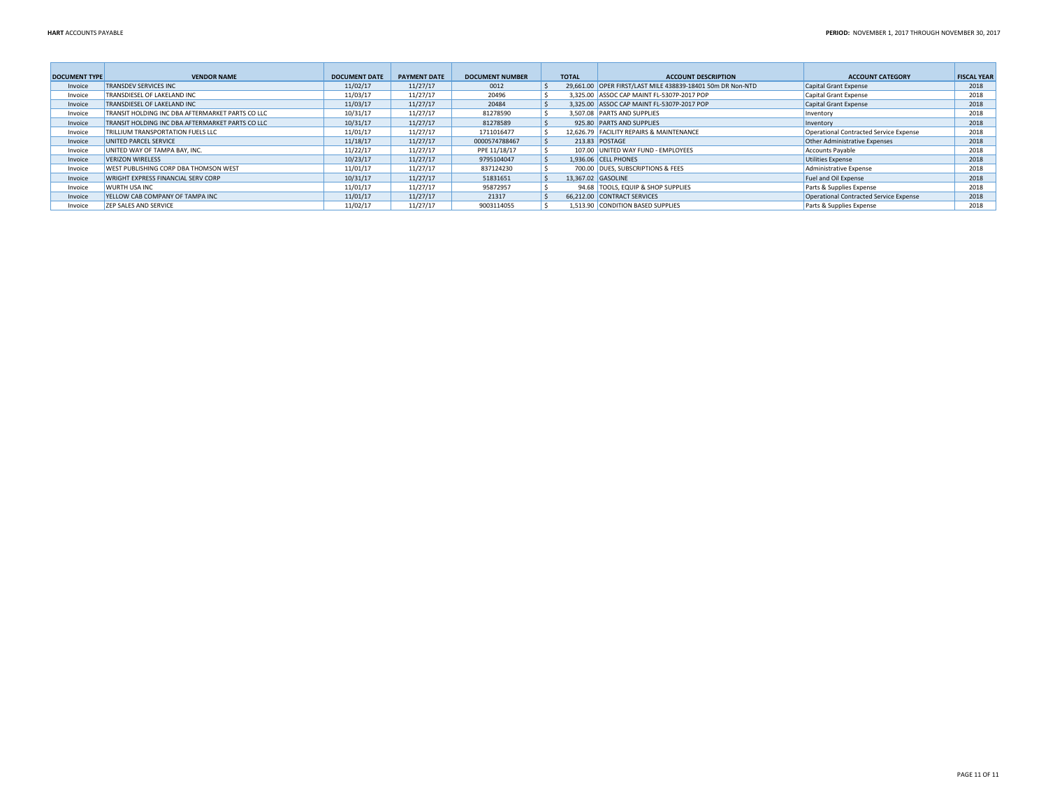| DOCUMENT TYPE | VENDOR NAME | DOCUMENT DATE | PAYMENT DATE | DOCUMENT NUMBER | TOTAL | ACCOUNT DESCRIPTION | ACCOUNT CATEGORY | FISCAL YEAR |
|---|---|---|---|---|---|---|---|---|
| Invoice | TRANSDEV SERVICES INC | 11/02/17 | 11/27/17 | 0012 | $ 29,661.00 | OPER FIRST/LAST MILE 438839-18401 50m DR Non-NTD | Capital Grant Expense | 2018 |
| Invoice | TRANSDIESEL OF LAKELAND INC | 11/03/17 | 11/27/17 | 20496 | $ 3,325.00 | ASSOC CAP MAINT FL-5307P-2017 POP | Capital Grant Expense | 2018 |
| Invoice | TRANSDIESEL OF LAKELAND INC | 11/03/17 | 11/27/17 | 20484 | $ 3,325.00 | ASSOC CAP MAINT FL-5307P-2017 POP | Capital Grant Expense | 2018 |
| Invoice | TRANSIT HOLDING INC DBA AFTERMARKET PARTS CO LLC | 10/31/17 | 11/27/17 | 81278590 | $ 3,507.08 | PARTS AND SUPPLIES | Inventory | 2018 |
| Invoice | TRANSIT HOLDING INC DBA AFTERMARKET PARTS CO LLC | 10/31/17 | 11/27/17 | 81278589 | $ 925.80 | PARTS AND SUPPLIES | Inventory | 2018 |
| Invoice | TRILLIUM TRANSPORTATION FUELS LLC | 11/01/17 | 11/27/17 | 1711016477 | $ 12,626.79 | FACILITY REPAIRS & MAINTENANCE | Operational Contracted Service Expense | 2018 |
| Invoice | UNITED PARCEL SERVICE | 11/18/17 | 11/27/17 | 0000574788467 | $ 213.83 | POSTAGE | Other Administrative Expenses | 2018 |
| Invoice | UNITED WAY OF TAMPA BAY, INC. | 11/22/17 | 11/27/17 | PPE 11/18/17 | $ 107.00 | UNITED WAY FUND - EMPLOYEES | Accounts Payable | 2018 |
| Invoice | VERIZON WIRELESS | 10/23/17 | 11/27/17 | 9795104047 | $ 1,936.06 | CELL PHONES | Utilities Expense | 2018 |
| Invoice | WEST PUBLISHING CORP DBA THOMSON WEST | 11/01/17 | 11/27/17 | 837124230 | $ 700.00 | DUES, SUBSCRIPTIONS & FEES | Administrative Expense | 2018 |
| Invoice | WRIGHT EXPRESS FINANCIAL SERV CORP | 10/31/17 | 11/27/17 | 51831651 | $ 13,367.02 | GASOLINE | Fuel and Oil Expense | 2018 |
| Invoice | WURTH USA INC | 11/01/17 | 11/27/17 | 95872957 | $ 94.68 | TOOLS, EQUIP & SHOP SUPPLIES | Parts & Supplies Expense | 2018 |
| Invoice | YELLOW CAB COMPANY OF TAMPA INC | 11/01/17 | 11/27/17 | 21317 | $ 66,212.00 | CONTRACT SERVICES | Operational Contracted Service Expense | 2018 |
| Invoice | ZEP SALES AND SERVICE | 11/02/17 | 11/27/17 | 9003114055 | $ 1,513.90 | CONDITION BASED SUPPLIES | Parts & Supplies Expense | 2018 |